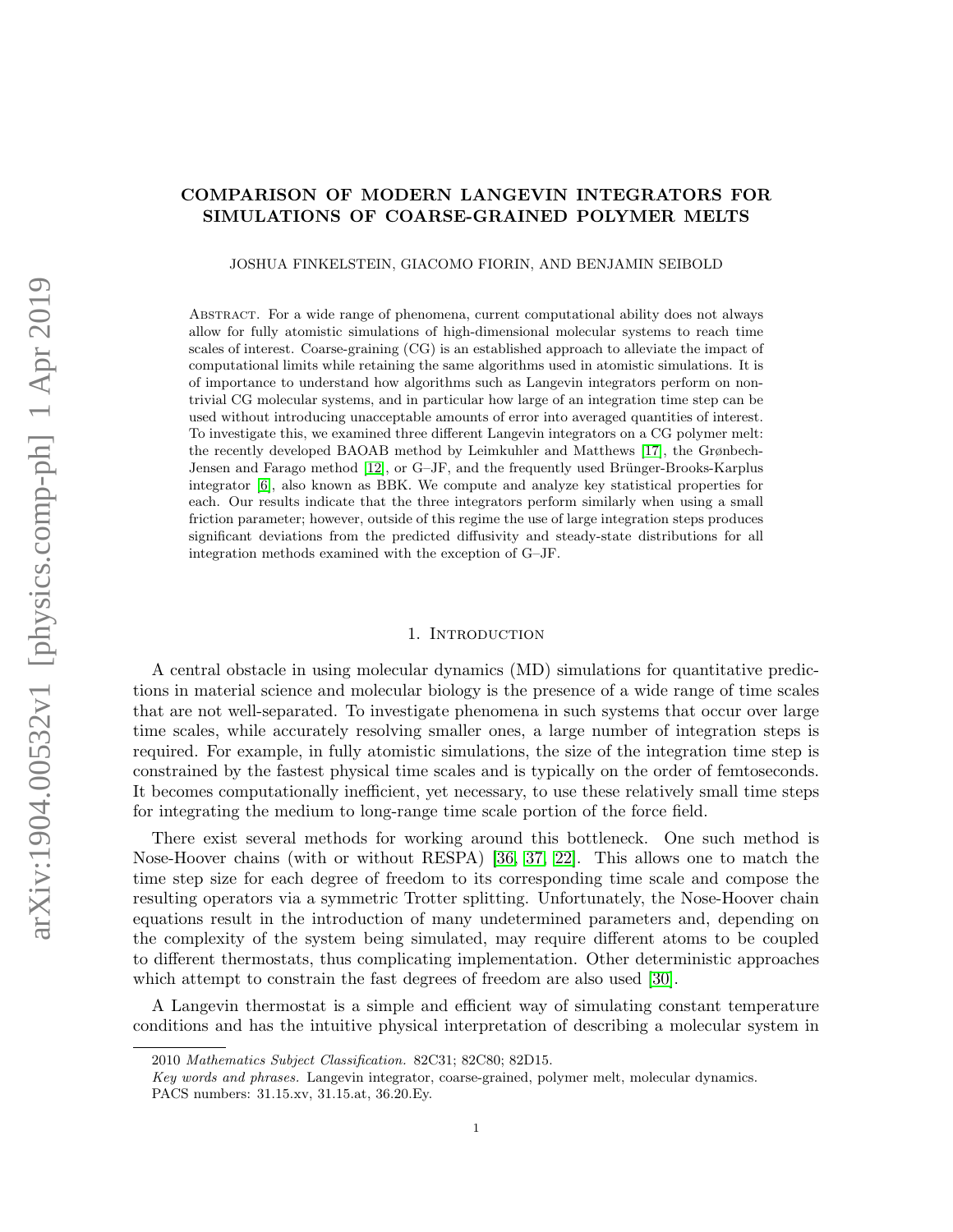# COMPARISON OF MODERN LANGEVIN INTEGRATORS FOR SIMULATIONS OF COARSE-GRAINED POLYMER MELTS

JOSHUA FINKELSTEIN, GIACOMO FIORIN, AND BENJAMIN SEIBOLD

Abstract. For a wide range of phenomena, current computational ability does not always allow for fully atomistic simulations of high-dimensional molecular systems to reach time scales of interest. Coarse-graining (CG) is an established approach to alleviate the impact of computational limits while retaining the same algorithms used in atomistic simulations. It is of importance to understand how algorithms such as Langevin integrators perform on non-trivial CG molecular systems, and in particular how large of an integration time step can be used without introducing unacceptable amounts of error into averaged quantities of interest. To investigate this, we examined three different Langevin integrators on a CG polymer melt: the recently developed BAOAB method by Leimkuhler and Matthews [17], the Grønbech-Jensen and Farago method [12], or G–JF, and the frequently used Brünger-Brooks-Karplus integrator [6], also known as BBK. We compute and analyze key statistical properties for each. Our results indicate that the three integrators perform similarly when using a small friction parameter; however, outside of this regime the use of large integration steps produces significant deviations from the predicted diffusivity and steady-state distributions for all integration methods examined with the exception of G–JF.

## 1. Introduction

A central obstacle in using molecular dynamics (MD) simulations for quantitative predictions in material science and molecular biology is the presence of a wide range of time scales that are not well-separated. To investigate phenomena in such systems that occur over large time scales, while accurately resolving smaller ones, a large number of integration steps is required. For example, in fully atomistic simulations, the size of the integration time step is constrained by the fastest physical time scales and is typically on the order of femtoseconds. It becomes computationally inefficient, yet necessary, to use these relatively small time steps for integrating the medium to long-range time scale portion of the force field.

There exist several methods for working around this bottleneck. One such method is Nose-Hoover chains (with or without RESPA) [36, 37, 22]. This allows one to match the time step size for each degree of freedom to its corresponding time scale and compose the resulting operators via a symmetric Trotter splitting. Unfortunately, the Nose-Hoover chain equations result in the introduction of many undetermined parameters and, depending on the complexity of the system being simulated, may require different atoms to be coupled to different thermostats, thus complicating implementation. Other deterministic approaches which attempt to constrain the fast degrees of freedom are also used [30].

A Langevin thermostat is a simple and efficient way of simulating constant temperature conditions and has the intuitive physical interpretation of describing a molecular system in

2010 *Mathematics Subject Classification.* 82C31; 82C80; 82D15.

*Key words and phrases.* Langevin integrator, coarse-grained, polymer melt, molecular dynamics.

PACS numbers: 31.15.xv, 31.15.at, 36.20.Ey.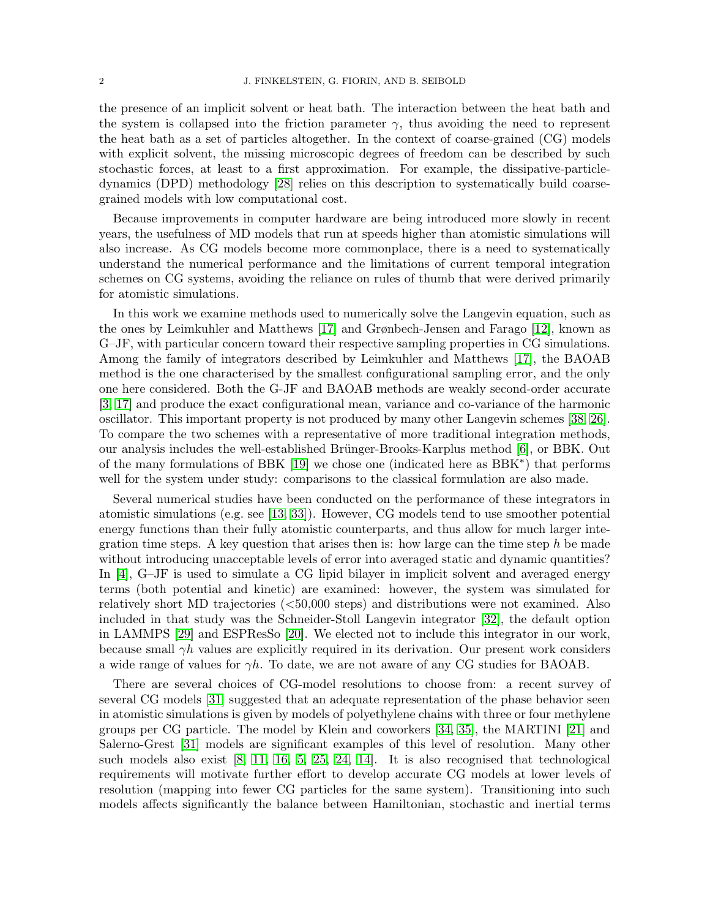the presence of an implicit solvent or heat bath. The interaction between the heat bath and the system is collapsed into the friction parameter $\gamma$, thus avoiding the need to represent the heat bath as a set of particles altogether. In the context of coarse-grained (CG) models with explicit solvent, the missing microscopic degrees of freedom can be described by such stochastic forces, at least to a first approximation. For example, the dissipative-particle-dynamics (DPD) methodology [28] relies on this description to systematically build coarse-grained models with low computational cost.

Because improvements in computer hardware are being introduced more slowly in recent years, the usefulness of MD models that run at speeds higher than atomistic simulations will also increase. As CG models become more commonplace, there is a need to systematically understand the numerical performance and the limitations of current temporal integration schemes on CG systems, avoiding the reliance on rules of thumb that were derived primarily for atomistic simulations.

In this work we examine methods used to numerically solve the Langevin equation, such as the ones by Leimkuhler and Matthews [17] and Grønbech-Jensen and Farago [12], known as G–JF, with particular concern toward their respective sampling properties in CG simulations. Among the family of integrators described by Leimkuhler and Matthews [17], the BAOAB method is the one characterised by the smallest configurational sampling error, and the only one here considered. Both the G-JF and BAOAB methods are weakly second-order accurate [3, 17] and produce the exact configurational mean, variance and co-variance of the harmonic oscillator. This important property is not produced by many other Langevin schemes [38, 26]. To compare the two schemes with a representative of more traditional integration methods, our analysis includes the well-established Brünger-Brooks-Karplus method [6], or BBK. Out of the many formulations of BBK [19] we chose one (indicated here as BBK$^*$) that performs well for the system under study: comparisons to the classical formulation are also made.

Several numerical studies have been conducted on the performance of these integrators in atomistic simulations (e.g. see [13, 33]). However, CG models tend to use smoother potential energy functions than their fully atomistic counterparts, and thus allow for much larger integration time steps. A key question that arises then is: how large can the time step $h$ be made without introducing unacceptable levels of error into averaged static and dynamic quantities? In [4], G–JF is used to simulate a CG lipid bilayer in implicit solvent and averaged energy terms (both potential and kinetic) are examined: however, the system was simulated for relatively short MD trajectories (<50,000 steps) and distributions were not examined. Also included in that study was the Schneider-Stoll Langevin integrator [32], the default option in LAMMPS [29] and ESPResSo [20]. We elected not to include this integrator in our work, because small $\gamma h$ values are explicitly required in its derivation. Our present work considers a wide range of values for $\gamma h$. To date, we are not aware of any CG studies for BAOAB.

There are several choices of CG-model resolutions to choose from: a recent survey of several CG models [31] suggested that an adequate representation of the phase behavior seen in atomistic simulations is given by models of polyethylene chains with three or four methylene groups per CG particle. The model by Klein and coworkers [34, 35], the MARTINI [21] and Salerno-Grest [31] models are significant examples of this level of resolution. Many other such models also exist [8, 11, 16, 5, 25, 24, 14]. It is also recognised that technological requirements will motivate further effort to develop accurate CG models at lower levels of resolution (mapping into fewer CG particles for the same system). Transitioning into such models affects significantly the balance between Hamiltonian, stochastic and inertial terms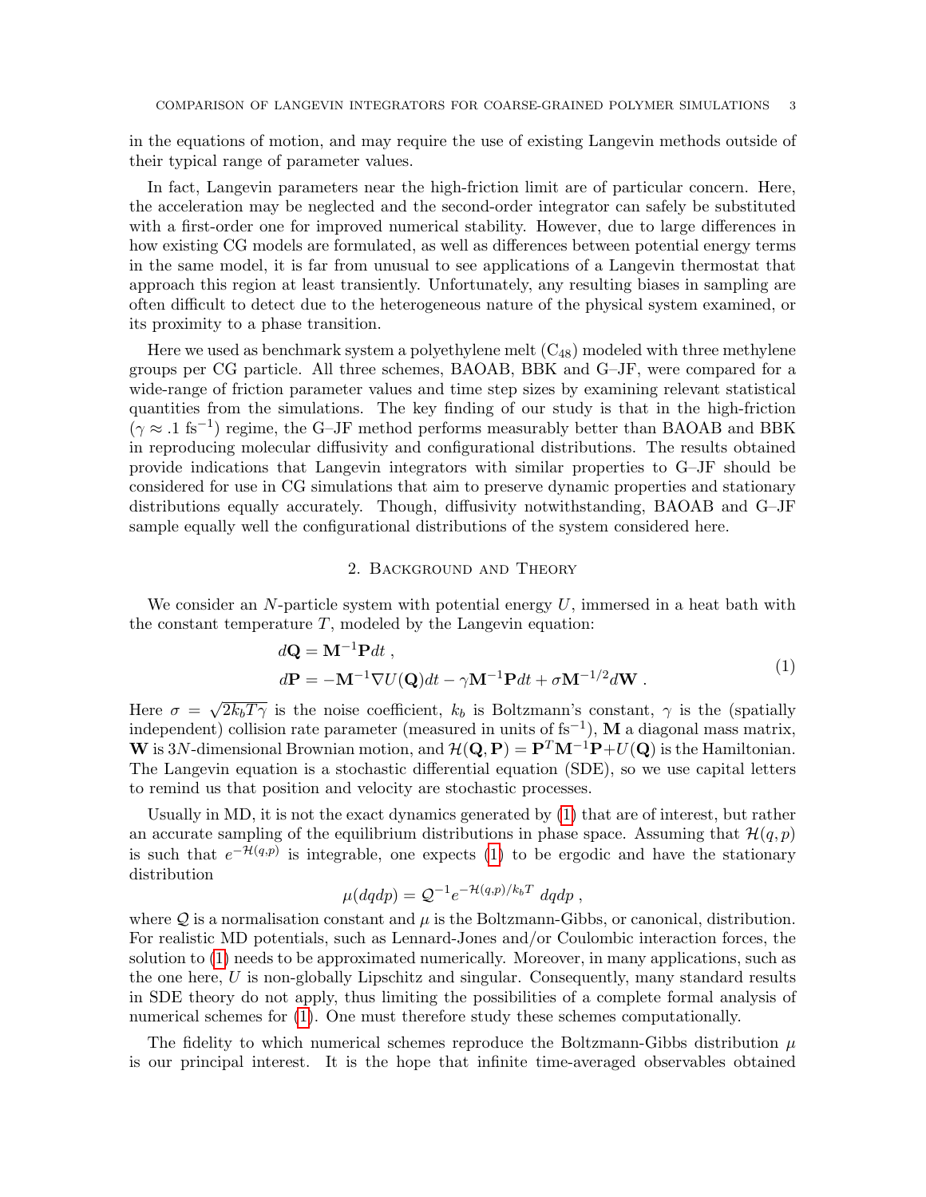in the equations of motion, and may require the use of existing Langevin methods outside of their typical range of parameter values.

In fact, Langevin parameters near the high-friction limit are of particular concern. Here, the acceleration may be neglected and the second-order integrator can safely be substituted with a first-order one for improved numerical stability. However, due to large differences in how existing CG models are formulated, as well as differences between potential energy terms in the same model, it is far from unusual to see applications of a Langevin thermostat that approach this region at least transiently. Unfortunately, any resulting biases in sampling are often difficult to detect due to the heterogeneous nature of the physical system examined, or its proximity to a phase transition.

Here we used as benchmark system a polyethylene melt ($C_{48}$) modeled with three methylene groups per CG particle. All three schemes, BAOAB, BBK and G–JF, were compared for a wide-range of friction parameter values and time step sizes by examining relevant statistical quantities from the simulations. The key finding of our study is that in the high-friction ($\gamma \approx .1$ fs$^{-1}$) regime, the G–JF method performs measurably better than BAOAB and BBK in reproducing molecular diffusivity and configurational distributions. The results obtained provide indications that Langevin integrators with similar properties to G–JF should be considered for use in CG simulations that aim to preserve dynamic properties and stationary distributions equally accurately. Though, diffusivity notwithstanding, BAOAB and G–JF sample equally well the configurational distributions of the system considered here.

## 2. Background and Theory

We consider an $N$-particle system with potential energy $U$, immersed in a heat bath with the constant temperature $T$, modeled by the Langevin equation:

$$
\begin{aligned}
d\mathbf{Q} &= \mathbf{M}^{-1}\mathbf{P}dt \, , \\
d\mathbf{P} &= -\mathbf{M}^{-1}\nabla U(\mathbf{Q})dt - \gamma \mathbf{M}^{-1}\mathbf{P}dt + \sigma \mathbf{M}^{-1/2} d\mathbf{W} \, .
\end{aligned} \tag{1}
$$

Here $\sigma = \sqrt{2k_b T\gamma}$ is the noise coefficient, $k_b$ is Boltzmann's constant, $\gamma$ is the (spatially independent) collision rate parameter (measured in units of fs$^{-1}$), $\mathbf{M}$ a diagonal mass matrix, $\mathbf{W}$ is $3N$-dimensional Brownian motion, and $\mathcal{H}(\mathbf{Q}, \mathbf{P}) = \mathbf{P}^T\mathbf{M}^{-1}\mathbf{P} + U(\mathbf{Q})$ is the Hamiltonian. The Langevin equation is a stochastic differential equation (SDE), so we use capital letters to remind us that position and velocity are stochastic processes.

Usually in MD, it is not the exact dynamics generated by (1) that are of interest, but rather an accurate sampling of the equilibrium distributions in phase space. Assuming that $\mathcal{H}(q, p)$ is such that $e^{-\mathcal{H}(q,p)}$ is integrable, one expects (1) to be ergodic and have the stationary distribution

$$
\mu(dqdp) = \mathcal{Q}^{-1} e^{-\mathcal{H}(q,p)/k_b T} \, dqdp \, ,
$$

where $\mathcal{Q}$ is a normalisation constant and $\mu$ is the Boltzmann-Gibbs, or canonical, distribution. For realistic MD potentials, such as Lennard-Jones and/or Coulombic interaction forces, the solution to (1) needs to be approximated numerically. Moreover, in many applications, such as the one here, $U$ is non-globally Lipschitz and singular. Consequently, many standard results in SDE theory do not apply, thus limiting the possibilities of a complete formal analysis of numerical schemes for (1). One must therefore study these schemes computationally.

The fidelity to which numerical schemes reproduce the Boltzmann-Gibbs distribution $\mu$ is our principal interest. It is the hope that infinite time-averaged observables obtained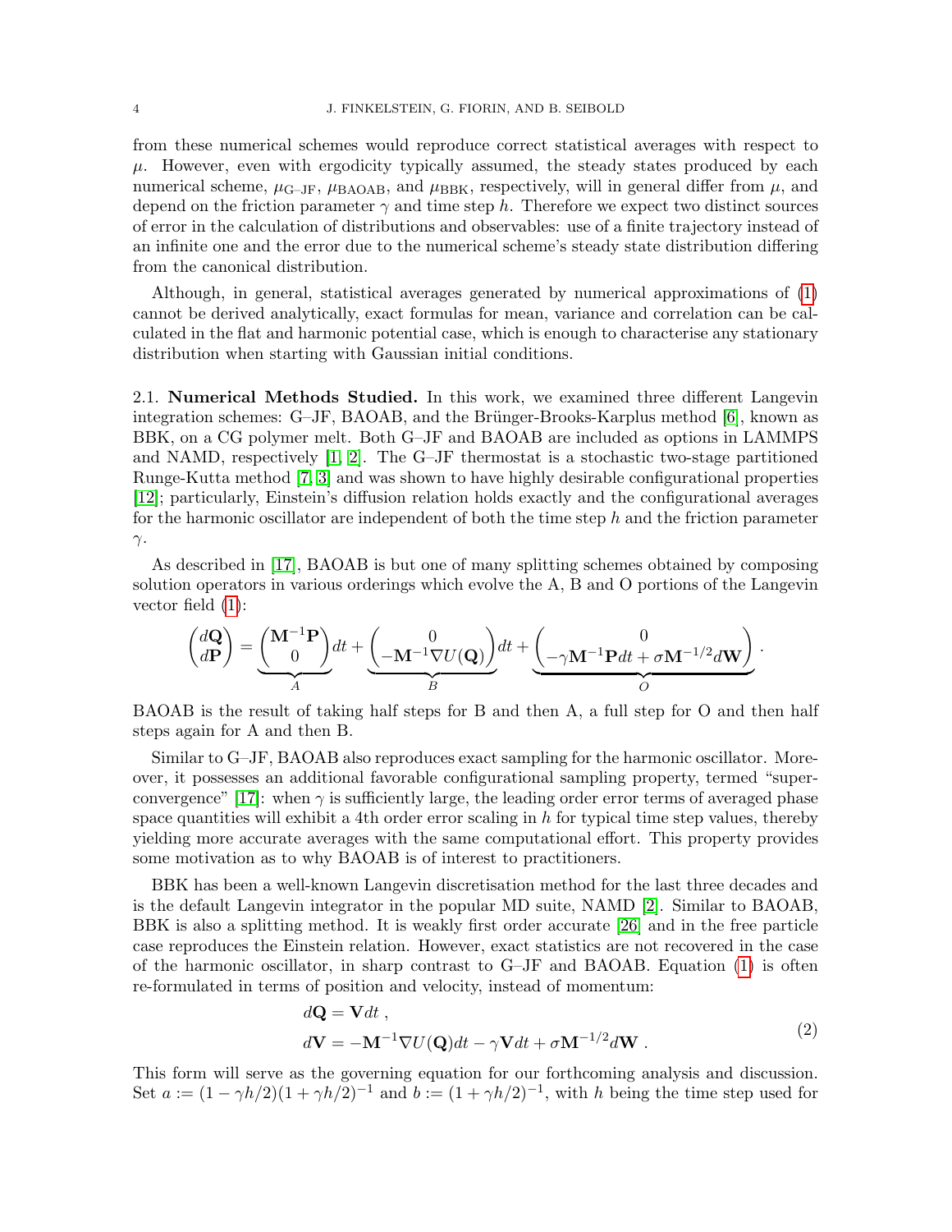from these numerical schemes would reproduce correct statistical averages with respect to $\mu$. However, even with ergodicity typically assumed, the steady states produced by each numerical scheme, $\mu_{\text{G–JF}}$, $\mu_{\text{BAOAB}}$, and $\mu_{\text{BBK}}$, respectively, will in general differ from $\mu$, and depend on the friction parameter $\gamma$ and time step $h$. Therefore we expect two distinct sources of error in the calculation of distributions and observables: use of a finite trajectory instead of an infinite one and the error due to the numerical scheme's steady state distribution differing from the canonical distribution.

Although, in general, statistical averages generated by numerical approximations of (1) cannot be derived analytically, exact formulas for mean, variance and correlation can be calculated in the flat and harmonic potential case, which is enough to characterise any stationary distribution when starting with Gaussian initial conditions.

### 2.1. Numerical Methods Studied.

In this work, we examined three different Langevin integration schemes: G–JF, BAOAB, and the Brünger-Brooks-Karplus method [6], known as BBK, on a CG polymer melt. Both G–JF and BAOAB are included as options in LAMMPS and NAMD, respectively [1, 2]. The G–JF thermostat is a stochastic two-stage partitioned Runge-Kutta method [7, 3] and was shown to have highly desirable configurational properties [12]; particularly, Einstein's diffusion relation holds exactly and the configurational averages for the harmonic oscillator are independent of both the time step $h$ and the friction parameter $\gamma$.

As described in [17], BAOAB is but one of many splitting schemes obtained by composing solution operators in various orderings which evolve the A, B and O portions of the Langevin vector field (1):

$$
\begin{pmatrix} d\mathbf{Q} \\ d\mathbf{P} \end{pmatrix} = \underbrace{\begin{pmatrix} \mathbf{M}^{-1}\mathbf{P} \\ 0 \end{pmatrix}}_{A} dt + \underbrace{\begin{pmatrix} 0 \\ -\mathbf{M}^{-1}\nabla U(\mathbf{Q}) \end{pmatrix}}_{B} dt + \underbrace{\begin{pmatrix} 0 \\ -\gamma \mathbf{M}^{-1}\mathbf{P}dt + \sigma \mathbf{M}^{-1/2} d\mathbf{W} \end{pmatrix}}_{O} .
$$

BAOAB is the result of taking half steps for B and then A, a full step for O and then half steps again for A and then B.

Similar to G–JF, BAOAB also reproduces exact sampling for the harmonic oscillator. Moreover, it possesses an additional favorable configurational sampling property, termed "superconvergence" [17]: when $\gamma$ is sufficiently large, the leading order error terms of averaged phase space quantities will exhibit a 4th order error scaling in $h$ for typical time step values, thereby yielding more accurate averages with the same computational effort. This property provides some motivation as to why BAOAB is of interest to practitioners.

BBK has been a well-known Langevin discretisation method for the last three decades and is the default Langevin integrator in the popular MD suite, NAMD [2]. Similar to BAOAB, BBK is also a splitting method. It is weakly first order accurate [26] and in the free particle case reproduces the Einstein relation. However, exact statistics are not recovered in the case of the harmonic oscillator, in sharp contrast to G–JF and BAOAB. Equation (1) is often re-formulated in terms of position and velocity, instead of momentum:

$$
\begin{aligned}
d\mathbf{Q} &= \mathbf{V}dt \, , \\
d\mathbf{V} &= -\mathbf{M}^{-1}\nabla U(\mathbf{Q})dt - \gamma \mathbf{V}dt + \sigma \mathbf{M}^{-1/2} d\mathbf{W} \, .
\end{aligned} \tag{2}
$$

This form will serve as the governing equation for our forthcoming analysis and discussion. Set $a := (1 - \gamma h/2)(1 + \gamma h/2)^{-1}$ and $b := (1 + \gamma h/2)^{-1}$, with $h$ being the time step used for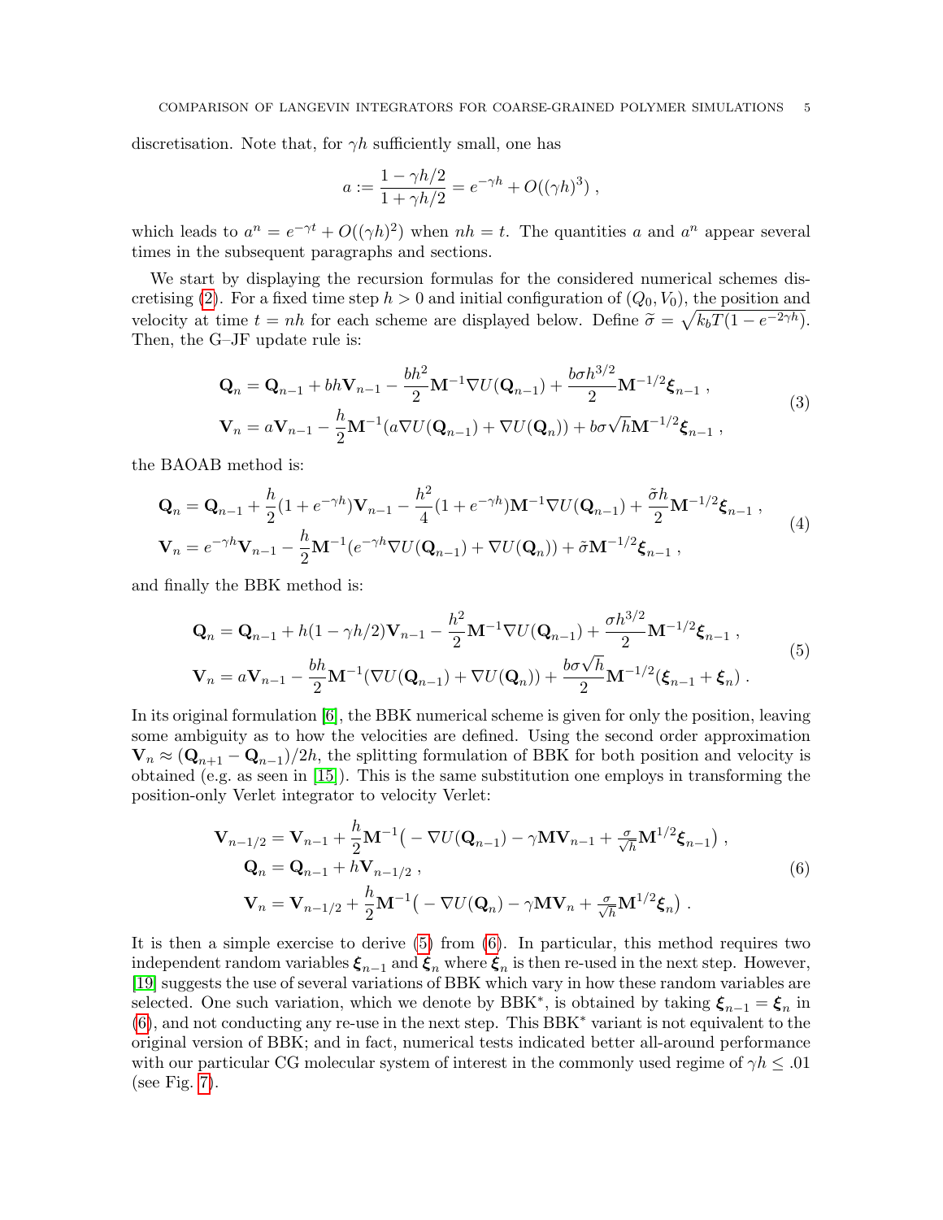discretisation. Note that, for $\gamma h$ sufficiently small, one has

$$
a := \frac{1 - \gamma h/2}{1 + \gamma h/2} = e^{-\gamma h} + O((\gamma h)^3) ,
$$

which leads to $a^n = e^{-\gamma t} + O((\gamma h)^2)$ when $nh = t$. The quantities $a$ and $a^n$ appear several times in the subsequent paragraphs and sections.

We start by displaying the recursion formulas for the considered numerical schemes discretising (2). For a fixed time step $h > 0$ and initial configuration of $(Q_0, V_0)$, the position and velocity at time $t = nh$ for each scheme are displayed below. Define $\widetilde{\sigma} = \sqrt{k_b T(1 - e^{-2\gamma h})}$. Then, the G–JF update rule is:

$$
\begin{aligned}
\mathbf{Q}_n &= \mathbf{Q}_{n-1} + bh\mathbf{V}_{n-1} - \frac{bh^2}{2}\mathbf{M}^{-1}\nabla U(\mathbf{Q}_{n-1}) + \frac{b\sigma h^{3/2}}{2}\mathbf{M}^{-1/2}\boldsymbol{\xi}_{n-1} , \\
\mathbf{V}_n &= a\mathbf{V}_{n-1} - \frac{h}{2}\mathbf{M}^{-1}(a\nabla U(\mathbf{Q}_{n-1}) + \nabla U(\mathbf{Q}_n)) + b\sigma\sqrt{h}\mathbf{M}^{-1/2}\boldsymbol{\xi}_{n-1} ,
\end{aligned} \tag{3}
$$

the BAOAB method is:

$$
\begin{aligned}
\mathbf{Q}_n &= \mathbf{Q}_{n-1} + \frac{h}{2}(1 + e^{-\gamma h})\mathbf{V}_{n-1} - \frac{h^2}{4}(1 + e^{-\gamma h})\mathbf{M}^{-1}\nabla U(\mathbf{Q}_{n-1}) + \frac{\tilde{\sigma} h}{2}\mathbf{M}^{-1/2}\boldsymbol{\xi}_{n-1} , \\
\mathbf{V}_n &= e^{-\gamma h}\mathbf{V}_{n-1} - \frac{h}{2}\mathbf{M}^{-1}(e^{-\gamma h}\nabla U(\mathbf{Q}_{n-1}) + \nabla U(\mathbf{Q}_n)) + \tilde{\sigma}\mathbf{M}^{-1/2}\boldsymbol{\xi}_{n-1} ,
\end{aligned} \tag{4}
$$

and finally the BBK method is:

$$
\begin{aligned}
\mathbf{Q}_n &= \mathbf{Q}_{n-1} + h(1 - \gamma h/2)\mathbf{V}_{n-1} - \frac{h^2}{2}\mathbf{M}^{-1}\nabla U(\mathbf{Q}_{n-1}) + \frac{\sigma h^{3/2}}{2}\mathbf{M}^{-1/2}\boldsymbol{\xi}_{n-1} , \\
\mathbf{V}_n &= a\mathbf{V}_{n-1} - \frac{bh}{2}\mathbf{M}^{-1}(\nabla U(\mathbf{Q}_{n-1}) + \nabla U(\mathbf{Q}_n)) + \frac{b\sigma\sqrt{h}}{2}\mathbf{M}^{-1/2}(\boldsymbol{\xi}_{n-1} + \boldsymbol{\xi}_n) .
\end{aligned} \tag{5}
$$

In its original formulation [6], the BBK numerical scheme is given for only the position, leaving some ambiguity as to how the velocities are defined. Using the second order approximation $\mathbf{V}_n \approx (\mathbf{Q}_{n+1} - \mathbf{Q}_{n-1})/2h$, the splitting formulation of BBK for both position and velocity is obtained (e.g. as seen in [15]). This is the same substitution one employs in transforming the position-only Verlet integrator to velocity Verlet:

$$
\begin{aligned}
\mathbf{V}_{n-1/2} &= \mathbf{V}_{n-1} + \frac{h}{2}\mathbf{M}^{-1}\big( -\nabla U(\mathbf{Q}_{n-1}) - \gamma\mathbf{M}\mathbf{V}_{n-1} + \tfrac{\sigma}{\sqrt{h}}\mathbf{M}^{1/2}\boldsymbol{\xi}_{n-1}\big) , \\
\mathbf{Q}_n &= \mathbf{Q}_{n-1} + h\mathbf{V}_{n-1/2} , \\
\mathbf{V}_n &= \mathbf{V}_{n-1/2} + \frac{h}{2}\mathbf{M}^{-1}\big( -\nabla U(\mathbf{Q}_n) - \gamma\mathbf{M}\mathbf{V}_n + \tfrac{\sigma}{\sqrt{h}}\mathbf{M}^{1/2}\boldsymbol{\xi}_n\big) .
\end{aligned} \tag{6}
$$

It is then a simple exercise to derive (5) from (6). In particular, this method requires two independent random variables $\boldsymbol{\xi}_{n-1}$ and $\boldsymbol{\xi}_n$ where $\boldsymbol{\xi}_n$ is then re-used in the next step. However, [19] suggests the use of several variations of BBK which vary in how these random variables are selected. One such variation, which we denote by BBK$^*$, is obtained by taking $\boldsymbol{\xi}_{n-1} = \boldsymbol{\xi}_n$ in (6), and not conducting any re-use in the next step. This BBK$^*$ variant is not equivalent to the original version of BBK; and in fact, numerical tests indicated better all-around performance with our particular CG molecular system of interest in the commonly used regime of $\gamma h \leq .01$ (see Fig. 7).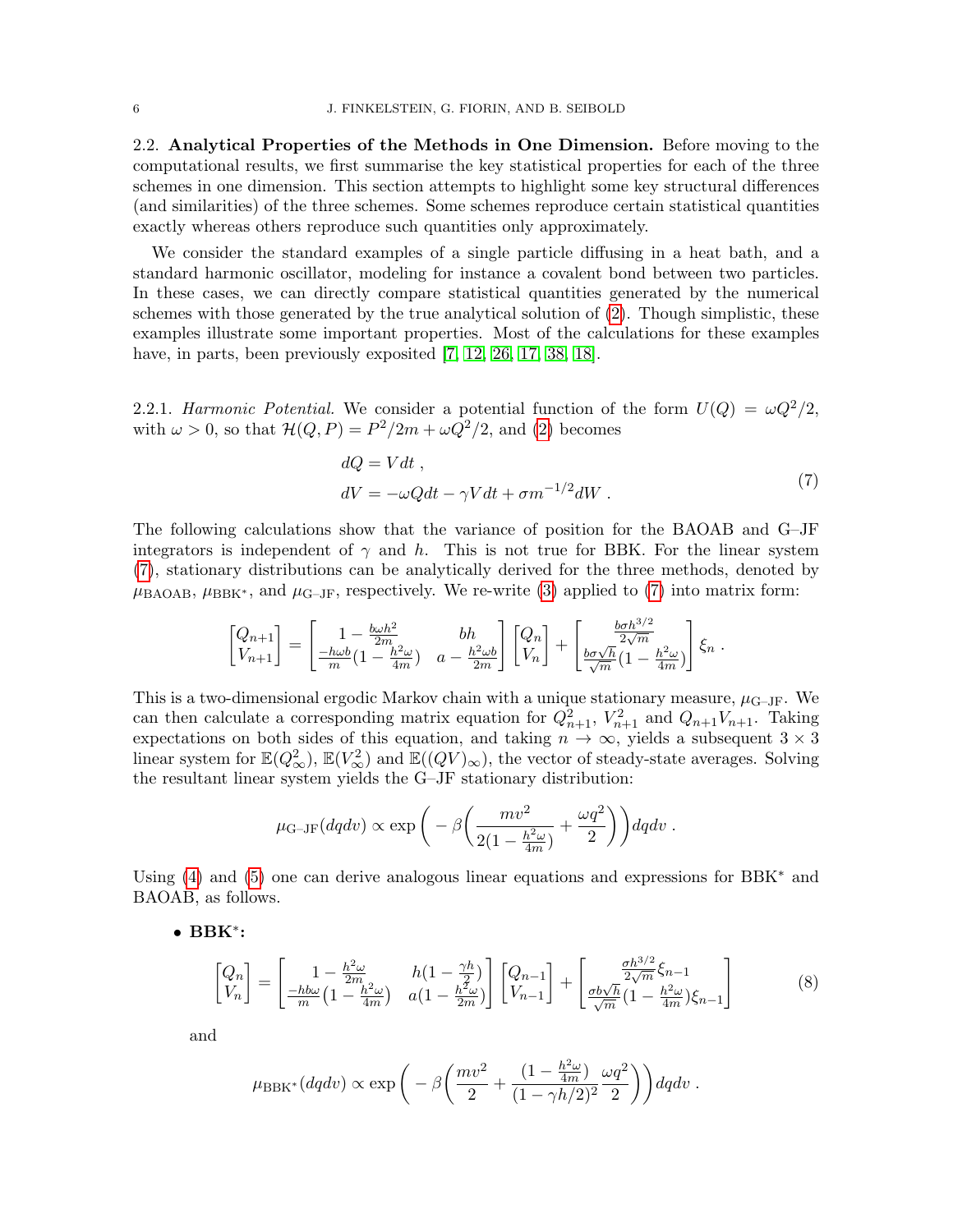### 2.2. Analytical Properties of the Methods in One Dimension.

Before moving to the computational results, we first summarise the key statistical properties for each of the three schemes in one dimension. This section attempts to highlight some key structural differences (and similarities) of the three schemes. Some schemes reproduce certain statistical quantities exactly whereas others reproduce such quantities only approximately.

We consider the standard examples of a single particle diffusing in a heat bath, and a standard harmonic oscillator, modeling for instance a covalent bond between two particles. In these cases, we can directly compare statistical quantities generated by the numerical schemes with those generated by the true analytical solution of (2). Though simplistic, these examples illustrate some important properties. Most of the calculations for these examples have, in parts, been previously exposited [7, 12, 26, 17, 38, 18].

#### 2.2.1. *Harmonic Potential.*

We consider a potential function of the form $U(Q) = \omega Q^2/2$, with $\omega > 0$, so that $\mathcal{H}(Q,P) = P^2/2m + \omega Q^2/2$, and (2) becomes

$$
\begin{aligned}
dQ &= V dt \, , \\
dV &= -\omega Q dt - \gamma V dt + \sigma m^{-1/2} dW \, .
\end{aligned}
\tag{7}
$$

The following calculations show that the variance of position for the BAOAB and G–JF integrators is independent of $\gamma$ and $h$. This is not true for BBK. For the linear system (7), stationary distributions can be analytically derived for the three methods, denoted by $\mu_{\text{BAOAB}}$, $\mu_{\text{BBK}^*}$, and $\mu_{\text{G–JF}}$, respectively. We re-write (3) applied to (7) into matrix form:

$$
\begin{bmatrix} Q_{n+1} \\ V_{n+1} \end{bmatrix} = \begin{bmatrix} 1 - \frac{b\omega h^2}{2m} & bh \\ \frac{-h\omega b}{m}(1 - \frac{h^2\omega}{4m}) & a - \frac{h^2\omega b}{2m} \end{bmatrix} \begin{bmatrix} Q_n \\ V_n \end{bmatrix} + \begin{bmatrix} \frac{b\sigma h^{3/2}}{2\sqrt{m}} \\ \frac{b\sigma\sqrt{h}}{\sqrt{m}}(1 - \frac{h^2\omega}{4m}) \end{bmatrix} \xi_n \, .
$$

This is a two-dimensional ergodic Markov chain with a unique stationary measure, $\mu_{\text{G–JF}}$. We can then calculate a corresponding matrix equation for $Q_{n+1}^2$, $V_{n+1}^2$ and $Q_{n+1}V_{n+1}$. Taking expectations on both sides of this equation, and taking $n \to \infty$, yields a subsequent $3 \times 3$ linear system for $\mathbb{E}(Q_\infty^2)$, $\mathbb{E}(V_\infty^2)$ and $\mathbb{E}((QV)_\infty)$, the vector of steady-state averages. Solving the resultant linear system yields the G–JF stationary distribution:

$$
\mu_{\text{G–JF}}(dqdv) \propto \exp\bigg( -\beta \bigg( \frac{mv^2}{2(1 - \frac{h^2\omega}{4m})} + \frac{\omega q^2}{2} \bigg) \bigg) dqdv \, .
$$

Using (4) and (5) one can derive analogous linear equations and expressions for BBK* and BAOAB, as follows.

- **BBK\*:**

$$
\begin{bmatrix} Q_n \\ V_n \end{bmatrix} = \begin{bmatrix} 1 - \frac{h^2\omega}{2m} & h(1 - \frac{\gamma h}{2}) \\ \frac{-hb\omega}{m}(1 - \frac{h^2\omega}{4m}) & a(1 - \frac{h^2\omega}{2m}) \end{bmatrix} \begin{bmatrix} Q_{n-1} \\ V_{n-1} \end{bmatrix} + \begin{bmatrix} \frac{\sigma h^{3/2}}{2\sqrt{m}} \xi_{n-1} \\ \frac{\sigma b\sqrt{h}}{\sqrt{m}}(1 - \frac{h^2\omega}{4m})\xi_{n-1} \end{bmatrix}
\tag{8}
$$

  and

$$
\mu_{\text{BBK}^*}(dqdv) \propto \exp\bigg( -\beta \bigg( \frac{mv^2}{2} + \frac{(1 - \frac{h^2\omega}{4m})}{(1 - \gamma h/2)^2} \frac{\omega q^2}{2} \bigg) \bigg) dqdv \, .
$$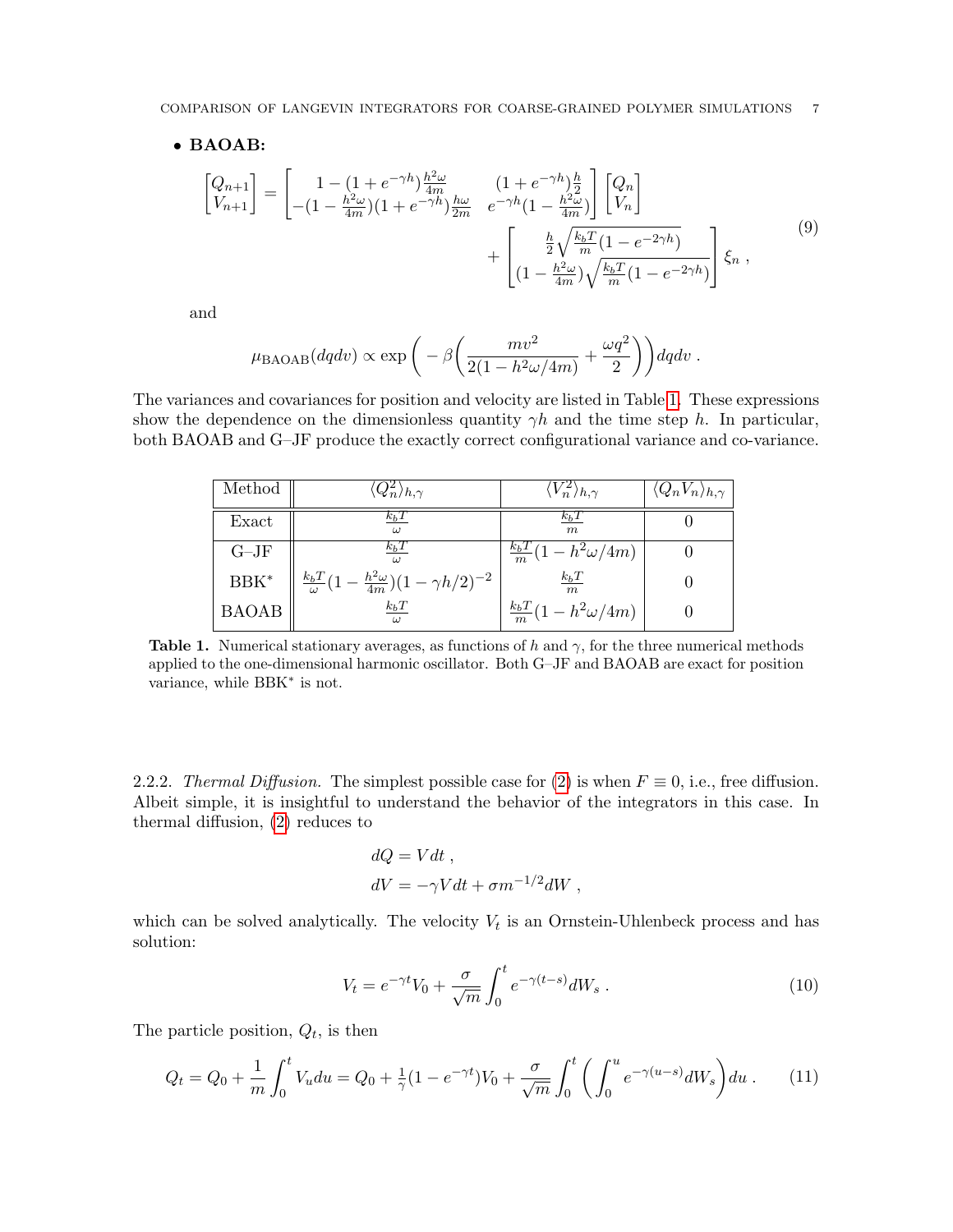- **BAOAB:**

$$
\begin{bmatrix} Q_{n+1} \\ V_{n+1} \end{bmatrix} = \begin{bmatrix} 1-(1+e^{-\gamma h})\frac{h^2\omega}{4m} & (1+e^{-\gamma h})\frac{h}{2} \\ -(1-\frac{h^2\omega}{4m})(1+e^{-\gamma h})\frac{h\omega}{2m} & e^{-\gamma h}(1-\frac{h^2\omega}{4m}) \end{bmatrix} \begin{bmatrix} Q_n \\ V_n \end{bmatrix} + \begin{bmatrix} \frac{h}{2}\sqrt{\frac{k_bT}{m}(1-e^{-2\gamma h})} \\ (1-\frac{h^2\omega}{4m})\sqrt{\frac{k_bT}{m}(1-e^{-2\gamma h})} \end{bmatrix} \xi_n \;, \tag{9}
$$

and

$$
\mu_{\mathrm{BAOAB}}(dqdv) \propto \exp\bigg( -\beta \bigg( \frac{mv^2}{2(1-h^2\omega/4m)} + \frac{\omega q^2}{2} \bigg) \bigg) dqdv \;.
$$

The variances and covariances for position and velocity are listed in Table 1. These expressions show the dependence on the dimensionless quantity $\gamma h$ and the time step $h$. In particular, both BAOAB and G–JF produce the exactly correct configurational variance and co-variance.

| Method | $\langle Q_n^2 \rangle_{h,\gamma}$ | $\langle V_n^2 \rangle_{h,\gamma}$ | $\langle Q_n V_n \rangle_{h,\gamma}$ |
|---|---|---|---|
| Exact | $\frac{k_bT}{\omega}$ | $\frac{k_bT}{m}$ | 0 |
| G–JF | $\frac{k_bT}{\omega}$ | $\frac{k_bT}{m}(1-h^2\omega/4m)$ | 0 |
| BBK$^*$ | $\frac{k_bT}{\omega}(1-\frac{h^2\omega}{4m})(1-\gamma h/2)^{-2}$ | $\frac{k_bT}{m}$ | 0 |
| BAOAB | $\frac{k_bT}{\omega}$ | $\frac{k_bT}{m}(1-h^2\omega/4m)$ | 0 |

**Table 1.** Numerical stationary averages, as functions of $h$ and $\gamma$, for the three numerical methods applied to the one-dimensional harmonic oscillator. Both G–JF and BAOAB are exact for position variance, while BBK$^*$ is not.

2.2.2. *Thermal Diffusion.* The simplest possible case for (2) is when $F \equiv 0$, i.e., free diffusion. Albeit simple, it is insightful to understand the behavior of the integrators in this case. In thermal diffusion, (2) reduces to

$$
dQ = V\,dt \;,
$$
$$
dV = -\gamma V\,dt + \sigma m^{-1/2} dW \;,
$$

which can be solved analytically. The velocity $V_t$ is an Ornstein-Uhlenbeck process and has solution:

$$
V_t = e^{-\gamma t} V_0 + \frac{\sigma}{\sqrt{m}} \int_0^t e^{-\gamma(t-s)} dW_s \;. \tag{10}
$$

The particle position, $Q_t$, is then

$$
Q_t = Q_0 + \frac{1}{m}\int_0^t V_u du = Q_0 + \tfrac{1}{\gamma}(1-e^{-\gamma t})V_0 + \frac{\sigma}{\sqrt{m}} \int_0^t \bigg( \int_0^u e^{-\gamma(u-s)} dW_s \bigg) du \;. \tag{11}
$$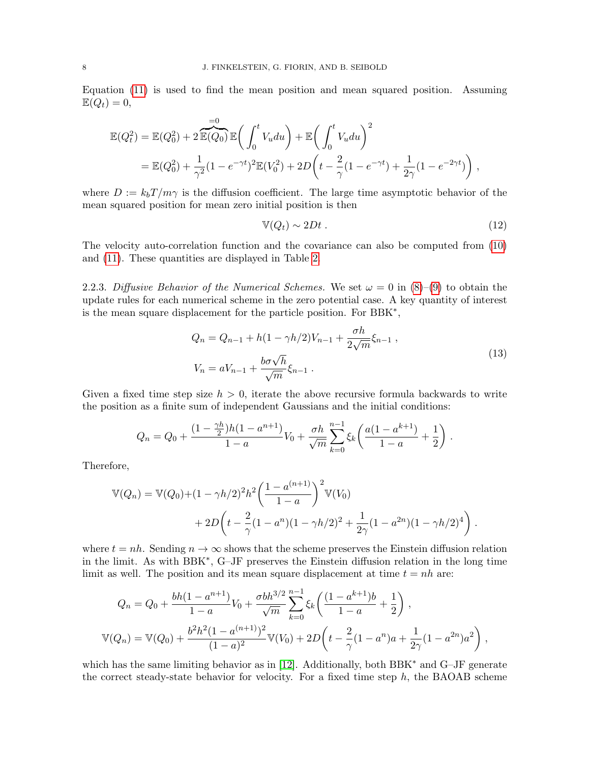Equation (11) is used to find the mean position and mean squared position. Assuming $\mathbb{E}(Q_t) = 0$,

$$
\begin{aligned}
\mathbb{E}(Q_t^2) &= \mathbb{E}(Q_0^2) + 2\overbrace{\mathbb{E}(Q_0)}^{=0}\,\mathbb{E}\bigg(\int_0^t V_u du\bigg) + \mathbb{E}\bigg(\int_0^t V_u du\bigg)^2 \\
&= \mathbb{E}(Q_0^2) + \frac{1}{\gamma^2}(1-e^{-\gamma t})^2\mathbb{E}(V_0^2) + 2D\bigg(t - \frac{2}{\gamma}(1-e^{-\gamma t}) + \frac{1}{2\gamma}(1-e^{-2\gamma t})\bigg) \,,
\end{aligned}
$$

where $D := k_bT/m\gamma$ is the diffusion coefficient. The large time asymptotic behavior of the mean squared position for mean zero initial position is then

$$
\mathbb{V}(Q_t) \sim 2Dt \,. \tag{12}
$$

The velocity auto-correlation function and the covariance can also be computed from (10) and (11). These quantities are displayed in Table 2.

2.2.3. *Diffusive Behavior of the Numerical Schemes.* We set $\omega = 0$ in (8)–(9) to obtain the update rules for each numerical scheme in the zero potential case. A key quantity of interest is the mean square displacement for the particle position. For BBK$^*$,

$$
\begin{aligned}
Q_n &= Q_{n-1} + h(1-\gamma h/2)V_{n-1} + \frac{\sigma h}{2\sqrt{m}}\xi_{n-1} \,, \\
V_n &= aV_{n-1} + \frac{b\sigma\sqrt{h}}{\sqrt{m}}\xi_{n-1} \,.
\end{aligned} \tag{13}
$$

Given a fixed time step size $h > 0$, iterate the above recursive formula backwards to write the position as a finite sum of independent Gaussians and the initial conditions:

$$
Q_n = Q_0 + \frac{(1-\frac{\gamma h}{2})h(1-a^{n+1})}{1-a}V_0 + \frac{\sigma h}{\sqrt{m}}\sum_{k=0}^{n-1}\xi_k\bigg(\frac{a(1-a^{k+1})}{1-a} + \frac{1}{2}\bigg) \,.
$$

Therefore,

$$
\begin{aligned}
\mathbb{V}(Q_n) = \mathbb{V}(Q_0) &+ (1-\gamma h/2)^2h^2\bigg(\frac{1-a^{(n+1)}}{1-a}\bigg)^2\mathbb{V}(V_0) \\
&+ 2D\bigg(t - \frac{2}{\gamma}(1-a^n)(1-\gamma h/2)^2 + \frac{1}{2\gamma}(1-a^{2n})(1-\gamma h/2)^4\bigg) \,.
\end{aligned}
$$

where $t = nh$. Sending $n \to \infty$ shows that the scheme preserves the Einstein diffusion relation in the limit. As with BBK$^*$, G–JF preserves the Einstein diffusion relation in the long time limit as well. The position and its mean square displacement at time $t = nh$ are:

$$
\begin{aligned}
Q_n &= Q_0 + \frac{bh(1-a^{n+1})}{1-a}V_0 + \frac{\sigma bh^{3/2}}{\sqrt{m}}\sum_{k=0}^{n-1}\xi_k\bigg(\frac{(1-a^{k+1})b}{1-a} + \frac{1}{2}\bigg) \,, \\
\mathbb{V}(Q_n) &= \mathbb{V}(Q_0) + \frac{b^2h^2(1-a^{(n+1)})^2}{(1-a)^2}\mathbb{V}(V_0) + 2D\bigg(t - \frac{2}{\gamma}(1-a^n)a + \frac{1}{2\gamma}(1-a^{2n})a^2\bigg) \,,
\end{aligned}
$$

which has the same limiting behavior as in [12]. Additionally, both BBK$^*$ and G–JF generate the correct steady-state behavior for velocity. For a fixed time step $h$, the BAOAB scheme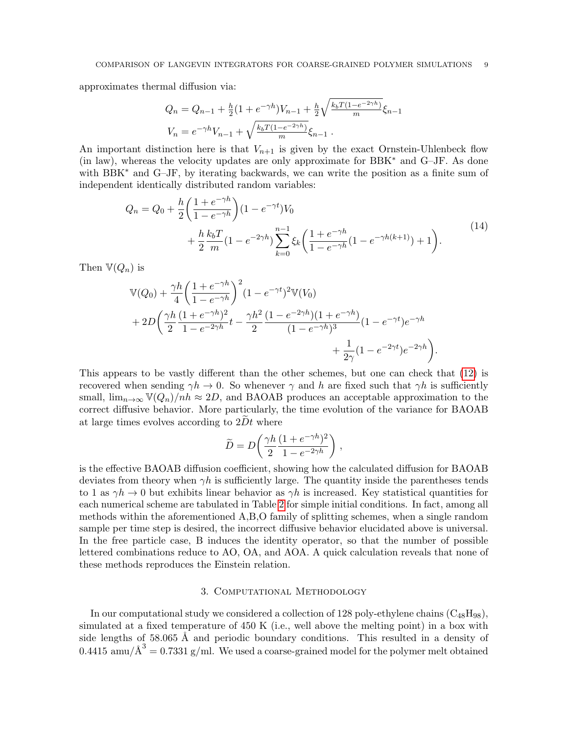approximates thermal diffusion via:

$$Q_n = Q_{n-1} + \tfrac{h}{2}(1 + e^{-\gamma h})V_{n-1} + \tfrac{h}{2}\sqrt{\tfrac{k_bT(1-e^{-2\gamma h})}{m}}\xi_{n-1}$$
$$V_n = e^{-\gamma h}V_{n-1} + \sqrt{\tfrac{k_bT(1-e^{-2\gamma h})}{m}}\xi_{n-1}\ .$$

An important distinction here is that $V_{n+1}$ is given by the exact Ornstein-Uhlenbeck flow (in law), whereas the velocity updates are only approximate for BBK* and G–JF. As done with BBK* and G–JF, by iterating backwards, we can write the position as a finite sum of independent identically distributed random variables:

$$Q_n = Q_0 + \frac{h}{2}\bigg(\frac{1+e^{-\gamma h}}{1-e^{-\gamma h}}\bigg)(1-e^{-\gamma t})V_0 + \frac{h}{2}\frac{k_bT}{m}(1-e^{-2\gamma h})\sum_{k=0}^{n-1}\xi_k\bigg(\frac{1+e^{-\gamma h}}{1-e^{-\gamma h}}(1-e^{-\gamma h(k+1)})+1\bigg). \tag{14}$$

Then $\mathbb{V}(Q_n)$ is

$$\mathbb{V}(Q_0) + \frac{\gamma h}{4}\bigg(\frac{1+e^{-\gamma h}}{1-e^{-\gamma h}}\bigg)^2(1-e^{-\gamma t})^2\mathbb{V}(V_0) + 2D\bigg(\frac{\gamma h}{2}\frac{(1+e^{-\gamma h})^2}{1-e^{-2\gamma h}}t - \frac{\gamma h^2}{2}\frac{(1-e^{-2\gamma h})(1+e^{-\gamma h})}{(1-e^{-\gamma h})^3}(1-e^{-\gamma t})e^{-\gamma h} + \frac{1}{2\gamma}(1-e^{-2\gamma t})e^{-2\gamma h}\bigg).$$

This appears to be vastly different than the other schemes, but one can check that (12) is recovered when sending $\gamma h \to 0$. So whenever $\gamma$ and $h$ are fixed such that $\gamma h$ is sufficiently small, $\lim_{n\to\infty}\mathbb{V}(Q_n)/nh \approx 2D$, and BAOAB produces an acceptable approximation to the correct diffusive behavior. More particularly, the time evolution of the variance for BAOAB at large times evolves according to $2\widetilde{D}t$ where

$$\widetilde{D} = D\bigg(\frac{\gamma h}{2}\frac{(1+e^{-\gamma h})^2}{1-e^{-2\gamma h}}\bigg)\ ,$$

is the effective BAOAB diffusion coefficient, showing how the calculated diffusion for BAOAB deviates from theory when $\gamma h$ is sufficiently large. The quantity inside the parentheses tends to 1 as $\gamma h \to 0$ but exhibits linear behavior as $\gamma h$ is increased. Key statistical quantities for each numerical scheme are tabulated in Table 2 for simple initial conditions. In fact, among all methods within the aforementioned A,B,O family of splitting schemes, when a single random sample per time step is desired, the incorrect diffusive behavior elucidated above is universal. In the free particle case, B induces the identity operator, so that the number of possible lettered combinations reduce to AO, OA, and AOA. A quick calculation reveals that none of these methods reproduces the Einstein relation.

## 3. Computational Methodology

In our computational study we considered a collection of 128 poly-ethylene chains ($C_{48}H_{98}$), simulated at a fixed temperature of 450 K (i.e., well above the melting point) in a box with side lengths of 58.065 Å and periodic boundary conditions. This resulted in a density of $0.4415\ \text{amu/Å}^3 = 0.7331$ g/ml. We used a coarse-grained model for the polymer melt obtained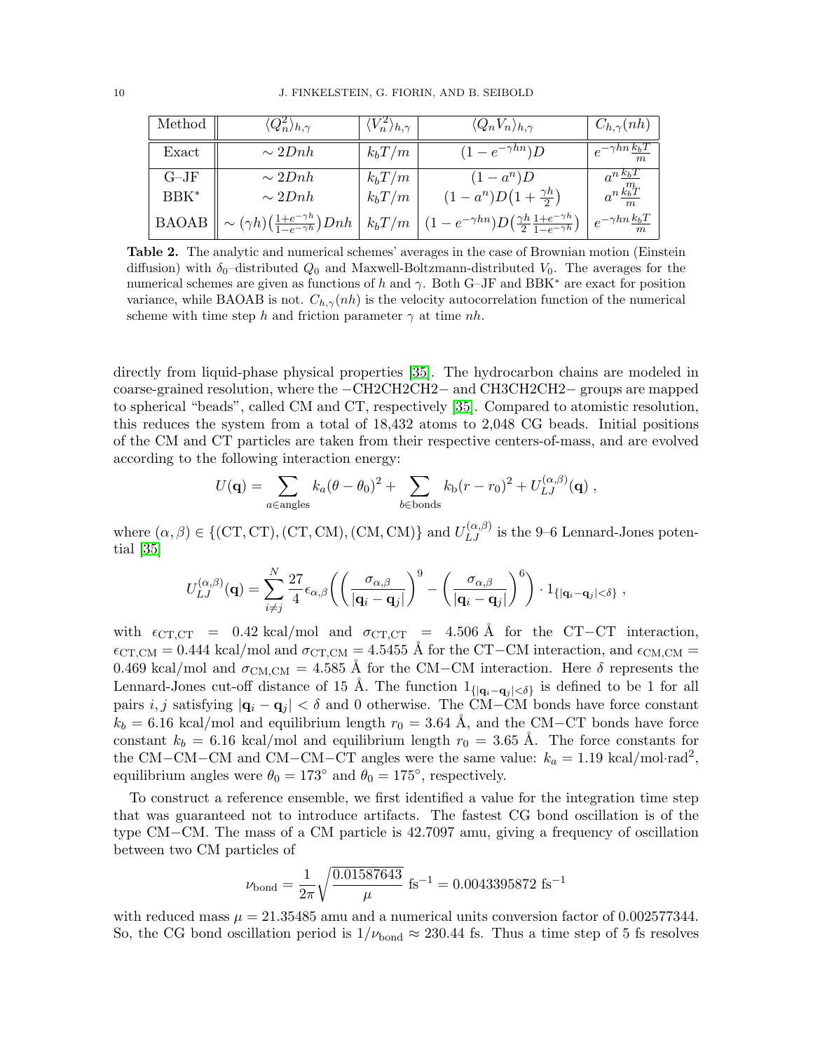| Method | $\langle Q_n^2 \rangle_{h,\gamma}$ | $\langle V_n^2 \rangle_{h,\gamma}$ | $\langle Q_n V_n \rangle_{h,\gamma}$ | $C_{h,\gamma}(nh)$ |
|---|---|---|---|---|
| Exact | $\sim 2Dnh$ | $k_bT/m$ | $(1 - e^{-\gamma hn})D$ | $e^{-\gamma hn}\frac{k_bT}{m}$ |
| G–JF | $\sim 2Dnh$ | $k_bT/m$ | $(1 - a^n)D$ | $a^n \frac{k_bT}{m}$ |
| BBK* | $\sim 2Dnh$ | $k_bT/m$ | $(1 - a^n)D\big(1 + \frac{\gamma h}{2}\big)$ | $a^n \frac{k_bT}{m}$ |
| BAOAB | $\sim (\gamma h)\big(\frac{1+e^{-\gamma h}}{1-e^{-\gamma h}}\big)Dnh$ | $k_bT/m$ | $(1 - e^{-\gamma hn})D\big(\frac{\gamma h}{2}\frac{1+e^{-\gamma h}}{1-e^{-\gamma h}}\big)$ | $e^{-\gamma hn}\frac{k_bT}{m}$ |

**Table 2.** The analytic and numerical schemes' averages in the case of Brownian motion (Einstein diffusion) with $\delta_0$–distributed $Q_0$ and Maxwell-Boltzmann-distributed $V_0$. The averages for the numerical schemes are given as functions of $h$ and $\gamma$. Both G–JF and BBK* are exact for position variance, while BAOAB is not. $C_{h,\gamma}(nh)$ is the velocity autocorrelation function of the numerical scheme with time step $h$ and friction parameter $\gamma$ at time $nh$.

directly from liquid-phase physical properties [35]. The hydrocarbon chains are modeled in coarse-grained resolution, where the −CH2CH2CH2− and CH3CH2CH2− groups are mapped to spherical "beads", called CM and CT, respectively [35]. Compared to atomistic resolution, this reduces the system from a total of 18,432 atoms to 2,048 CG beads. Initial positions of the CM and CT particles are taken from their respective centers-of-mass, and are evolved according to the following interaction energy:

$$U(\mathbf{q}) = \sum_{a \in \text{angles}} k_a(\theta - \theta_0)^2 + \sum_{b \in \text{bonds}} k_\text{b}(r - r_0)^2 + U_{LJ}^{(\alpha,\beta)}(\mathbf{q}) \ ,$$

where $(\alpha, \beta) \in \{(\text{CT}, \text{CT}), (\text{CT}, \text{CM}), (\text{CM}, \text{CM})\}$ and $U_{LJ}^{(\alpha,\beta)}$ is the 9–6 Lennard-Jones potential [35]

$$U_{LJ}^{(\alpha,\beta)}(\mathbf{q}) = \sum_{i \neq j}^{N} \frac{27}{4}\epsilon_{\alpha,\beta}\Bigg(\bigg(\frac{\sigma_{\alpha,\beta}}{|\mathbf{q}_i - \mathbf{q}_j|}\bigg)^9 - \bigg(\frac{\sigma_{\alpha,\beta}}{|\mathbf{q}_i - \mathbf{q}_j|}\bigg)^6\Bigg) \cdot 1_{\{|\mathbf{q}_i - \mathbf{q}_j| < \delta\}} \ ,$$

with $\epsilon_{\text{CT,CT}} = 0.42$ kcal/mol and $\sigma_{\text{CT,CT}} = 4.506$ Å for the CT−CT interaction, $\epsilon_{\text{CT,CM}} = 0.444$ kcal/mol and $\sigma_{\text{CT,CM}} = 4.5455$ Å for the CT−CM interaction, and $\epsilon_{\text{CM,CM}} = 0.469$ kcal/mol and $\sigma_{\text{CM,CM}} = 4.585$ Å for the CM−CM interaction. Here $\delta$ represents the Lennard-Jones cut-off distance of 15 Å. The function $1_{\{|\mathbf{q}_i - \mathbf{q}_j| < \delta\}}$ is defined to be 1 for all pairs $i, j$ satisfying $|\mathbf{q}_i - \mathbf{q}_j| < \delta$ and 0 otherwise. The CM−CM bonds have force constant $k_b = 6.16$ kcal/mol and equilibrium length $r_0 = 3.64$ Å, and the CM−CT bonds have force constant $k_b = 6.16$ kcal/mol and equilibrium length $r_0 = 3.65$ Å. The force constants for the CM−CM−CM and CM−CM−CT angles were the same value: $k_a = 1.19$ kcal/mol·rad$^2$, equilibrium angles were $\theta_0 = 173^\circ$ and $\theta_0 = 175^\circ$, respectively.

To construct a reference ensemble, we first identified a value for the integration time step that was guaranteed not to introduce artifacts. The fastest CG bond oscillation is of the type CM−CM. The mass of a CM particle is 42.7097 amu, giving a frequency of oscillation between two CM particles of

$$\nu_\text{bond} = \frac{1}{2\pi}\sqrt{\frac{0.01587643}{\mu}} \ \text{fs}^{-1} = 0.0043395872 \ \text{fs}^{-1}$$

with reduced mass $\mu = 21.35485$ amu and a numerical units conversion factor of 0.002577344. So, the CG bond oscillation period is $1/\nu_\text{bond} \approx 230.44$ fs. Thus a time step of 5 fs resolves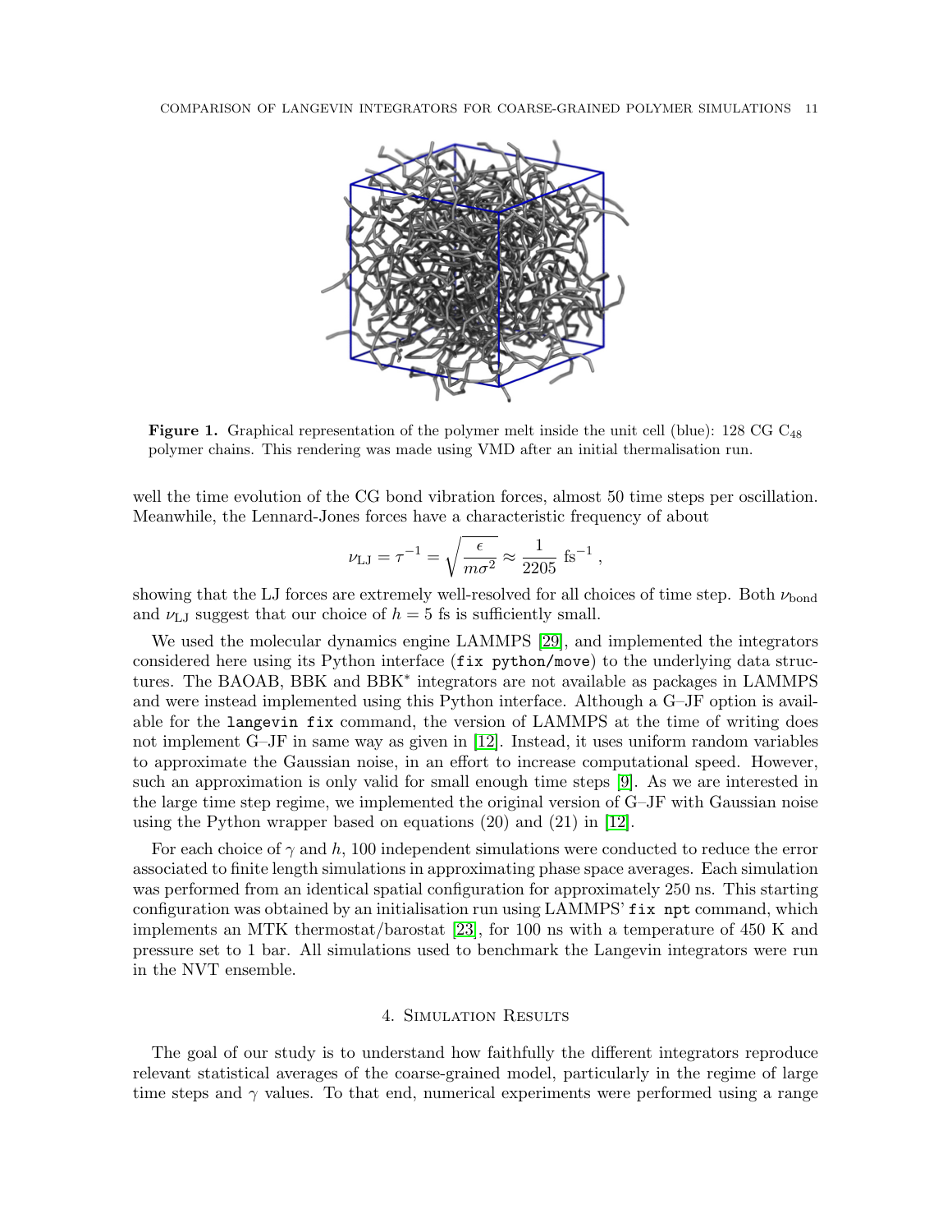**Figure 1.** Graphical representation of the polymer melt inside the unit cell (blue): 128 CG $C_{48}$ polymer chains. This rendering was made using VMD after an initial thermalisation run.

well the time evolution of the CG bond vibration forces, almost 50 time steps per oscillation. Meanwhile, the Lennard-Jones forces have a characteristic frequency of about

$$\nu_{\mathrm{LJ}} = \tau^{-1} = \sqrt{\frac{\epsilon}{m\sigma^2}} \approx \frac{1}{2205}\ \mathrm{fs}^{-1}\ ,$$

showing that the LJ forces are extremely well-resolved for all choices of time step. Both $\nu_{\mathrm{bond}}$ and $\nu_{\mathrm{LJ}}$ suggest that our choice of $h = 5$ fs is sufficiently small.

We used the molecular dynamics engine LAMMPS [29], and implemented the integrators considered here using its Python interface (`fix python/move`) to the underlying data structures. The BAOAB, BBK and BBK* integrators are not available as packages in LAMMPS and were instead implemented using this Python interface. Although a G–JF option is available for the `langevin fix` command, the version of LAMMPS at the time of writing does not implement G–JF in same way as given in [12]. Instead, it uses uniform random variables to approximate the Gaussian noise, in an effort to increase computational speed. However, such an approximation is only valid for small enough time steps [9]. As we are interested in the large time step regime, we implemented the original version of G–JF with Gaussian noise using the Python wrapper based on equations (20) and (21) in [12].

For each choice of $\gamma$ and $h$, 100 independent simulations were conducted to reduce the error associated to finite length simulations in approximating phase space averages. Each simulation was performed from an identical spatial configuration for approximately 250 ns. This starting configuration was obtained by an initialisation run using LAMMPS' `fix npt` command, which implements an MTK thermostat/barostat [23], for 100 ns with a temperature of 450 K and pressure set to 1 bar. All simulations used to benchmark the Langevin integrators were run in the NVT ensemble.

## 4. Simulation Results

The goal of our study is to understand how faithfully the different integrators reproduce relevant statistical averages of the coarse-grained model, particularly in the regime of large time steps and $\gamma$ values. To that end, numerical experiments were performed using a range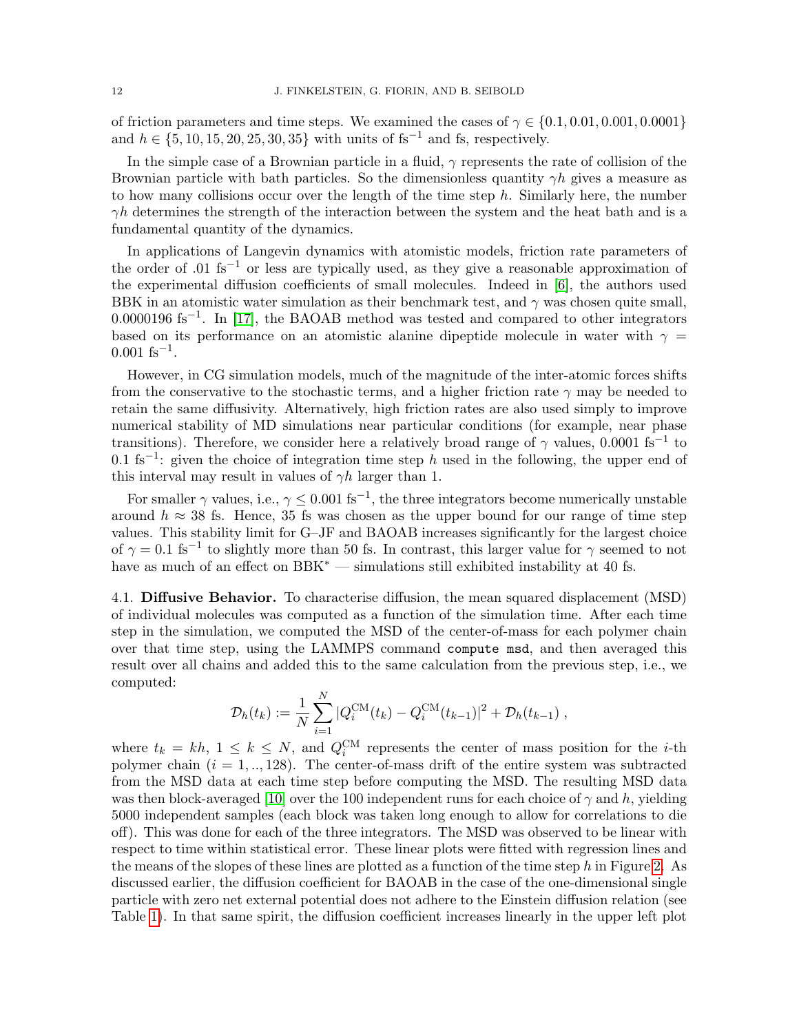of friction parameters and time steps. We examined the cases of $\gamma \in \{0.1, 0.01, 0.001, 0.0001\}$ and $h \in \{5, 10, 15, 20, 25, 30, 35\}$ with units of fs$^{-1}$ and fs, respectively.

In the simple case of a Brownian particle in a fluid, $\gamma$ represents the rate of collision of the Brownian particle with bath particles. So the dimensionless quantity $\gamma h$ gives a measure as to how many collisions occur over the length of the time step $h$. Similarly here, the number $\gamma h$ determines the strength of the interaction between the system and the heat bath and is a fundamental quantity of the dynamics.

In applications of Langevin dynamics with atomistic models, friction rate parameters of the order of .01 fs$^{-1}$ or less are typically used, as they give a reasonable approximation of the experimental diffusion coefficients of small molecules. Indeed in [6], the authors used BBK in an atomistic water simulation as their benchmark test, and $\gamma$ was chosen quite small, 0.0000196 fs$^{-1}$. In [17], the BAOAB method was tested and compared to other integrators based on its performance on an atomistic alanine dipeptide molecule in water with $\gamma = 0.001$ fs$^{-1}$.

However, in CG simulation models, much of the magnitude of the inter-atomic forces shifts from the conservative to the stochastic terms, and a higher friction rate $\gamma$ may be needed to retain the same diffusivity. Alternatively, high friction rates are also used simply to improve numerical stability of MD simulations near particular conditions (for example, near phase transitions). Therefore, we consider here a relatively broad range of $\gamma$ values, 0.0001 fs$^{-1}$ to 0.1 fs$^{-1}$: given the choice of integration time step $h$ used in the following, the upper end of this interval may result in values of $\gamma h$ larger than 1.

For smaller $\gamma$ values, i.e., $\gamma \leq 0.001$ fs$^{-1}$, the three integrators become numerically unstable around $h \approx 38$ fs. Hence, 35 fs was chosen as the upper bound for our range of time step values. This stability limit for G–JF and BAOAB increases significantly for the largest choice of $\gamma = 0.1$ fs$^{-1}$ to slightly more than 50 fs. In contrast, this larger value for $\gamma$ seemed to not have as much of an effect on BBK$^*$ — simulations still exhibited instability at 40 fs.

4.1. **Diffusive Behavior.** To characterise diffusion, the mean squared displacement (MSD) of individual molecules was computed as a function of the simulation time. After each time step in the simulation, we computed the MSD of the center-of-mass for each polymer chain over that time step, using the LAMMPS command `compute msd`, and then averaged this result over all chains and added this to the same calculation from the previous step, i.e., we computed:

$$\mathcal{D}_h(t_k) := \frac{1}{N}\sum_{i=1}^{N} |Q_i^{\text{CM}}(t_k) - Q_i^{\text{CM}}(t_{k-1})|^2 + \mathcal{D}_h(t_{k-1}) \ ,$$

where $t_k = kh$, $1 \leq k \leq N$, and $Q_i^{\text{CM}}$ represents the center of mass position for the $i$-th polymer chain ($i = 1, .., 128$). The center-of-mass drift of the entire system was subtracted from the MSD data at each time step before computing the MSD. The resulting MSD data was then block-averaged [10] over the 100 independent runs for each choice of $\gamma$ and $h$, yielding 5000 independent samples (each block was taken long enough to allow for correlations to die off). This was done for each of the three integrators. The MSD was observed to be linear with respect to time within statistical error. These linear plots were fitted with regression lines and the means of the slopes of these lines are plotted as a function of the time step $h$ in Figure 2. As discussed earlier, the diffusion coefficient for BAOAB in the case of the one-dimensional single particle with zero net external potential does not adhere to the Einstein diffusion relation (see Table 1). In that same spirit, the diffusion coefficient increases linearly in the upper left plot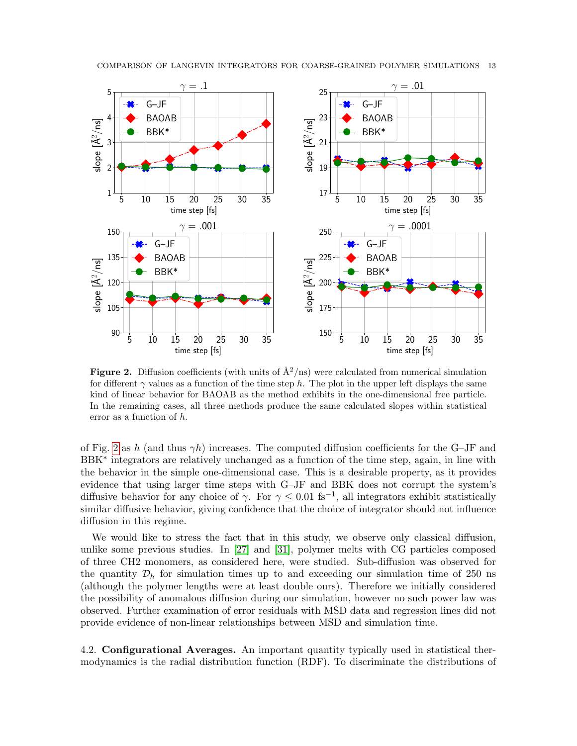**Figure 2.** Diffusion coefficients (with units of Å$^2$/ns) were calculated from numerical simulation for different $\gamma$ values as a function of the time step $h$. The plot in the upper left displays the same kind of linear behavior for BAOAB as the method exhibits in the one-dimensional free particle. In the remaining cases, all three methods produce the same calculated slopes within statistical error as a function of $h$.

of Fig. 2 as $h$ (and thus $\gamma h$) increases. The computed diffusion coefficients for the G–JF and BBK$^*$ integrators are relatively unchanged as a function of the time step, again, in line with the behavior in the simple one-dimensional case. This is a desirable property, as it provides evidence that using larger time steps with G–JF and BBK does not corrupt the system's diffusive behavior for any choice of $\gamma$. For $\gamma \leq 0.01$ fs$^{-1}$, all integrators exhibit statistically similar diffusive behavior, giving confidence that the choice of integrator should not influence diffusion in this regime.

We would like to stress the fact that in this study, we observe only classical diffusion, unlike some previous studies. In [27] and [31], polymer melts with CG particles composed of three CH2 monomers, as considered here, were studied. Sub-diffusion was observed for the quantity $\mathcal{D}_h$ for simulation times up to and exceeding our simulation time of 250 ns (although the polymer lengths were at least double ours). Therefore we initially considered the possibility of anomalous diffusion during our simulation, however no such power law was observed. Further examination of error residuals with MSD data and regression lines did not provide evidence of non-linear relationships between MSD and simulation time.

4.2. **Configurational Averages.** An important quantity typically used in statistical thermodynamics is the radial distribution function (RDF). To discriminate the distributions of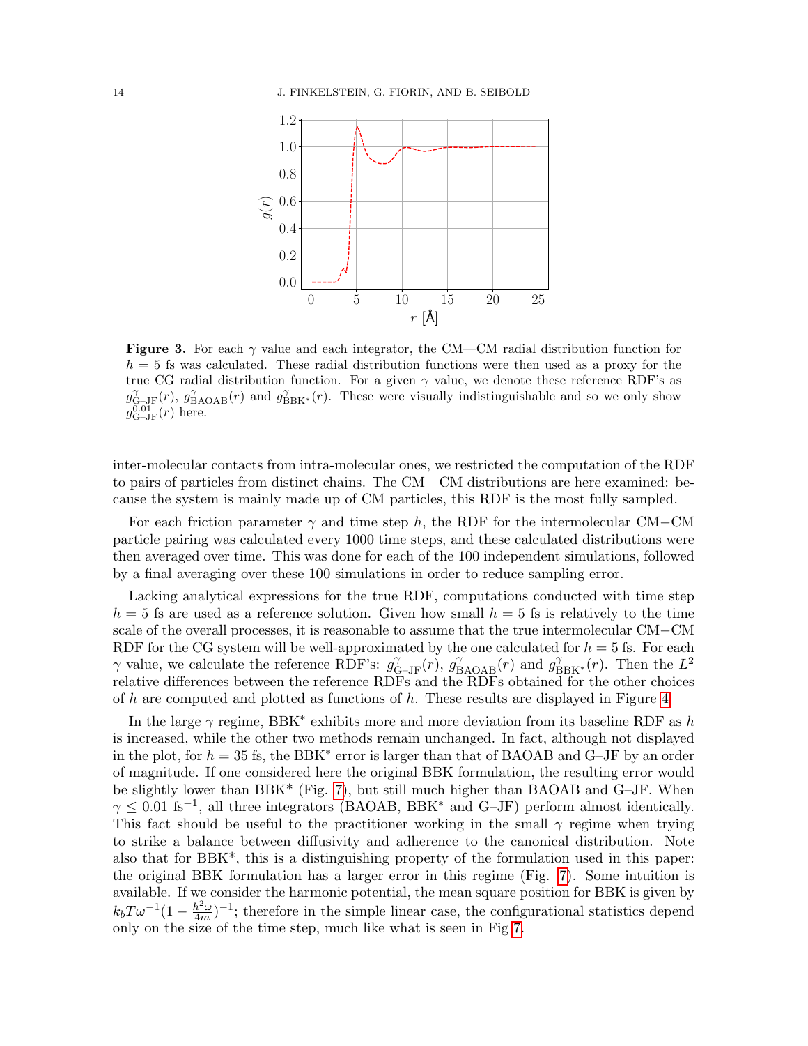**Figure 3.** For each $\gamma$ value and each integrator, the CM—CM radial distribution function for $h = 5$ fs was calculated. These radial distribution functions were then used as a proxy for the true CG radial distribution function. For a given $\gamma$ value, we denote these reference RDF's as $g^{\gamma}_{\text{G–JF}}(r)$, $g^{\gamma}_{\text{BAOAB}}(r)$ and $g^{\gamma}_{\text{BBK}^*}(r)$. These were visually indistinguishable and so we only show $g^{0.01}_{\text{G–JF}}(r)$ here.

inter-molecular contacts from intra-molecular ones, we restricted the computation of the RDF to pairs of particles from distinct chains. The CM—CM distributions are here examined: because the system is mainly made up of CM particles, this RDF is the most fully sampled.

For each friction parameter $\gamma$ and time step $h$, the RDF for the intermolecular CM−CM particle pairing was calculated every 1000 time steps, and these calculated distributions were then averaged over time. This was done for each of the 100 independent simulations, followed by a final averaging over these 100 simulations in order to reduce sampling error.

Lacking analytical expressions for the true RDF, computations conducted with time step $h = 5$ fs are used as a reference solution. Given how small $h = 5$ fs is relatively to the time scale of the overall processes, it is reasonable to assume that the true intermolecular CM−CM RDF for the CG system will be well-approximated by the one calculated for $h = 5$ fs. For each $\gamma$ value, we calculate the reference RDF's: $g^{\gamma}_{\text{G–JF}}(r)$, $g^{\gamma}_{\text{BAOAB}}(r)$ and $g^{\gamma}_{\text{BBK}^*}(r)$. Then the $L^2$ relative differences between the reference RDFs and the RDFs obtained for the other choices of $h$ are computed and plotted as functions of $h$. These results are displayed in Figure 4.

In the large $\gamma$ regime, BBK* exhibits more and more deviation from its baseline RDF as $h$ is increased, while the other two methods remain unchanged. In fact, although not displayed in the plot, for $h = 35$ fs, the BBK* error is larger than that of BAOAB and G–JF by an order of magnitude. If one considered here the original BBK formulation, the resulting error would be slightly lower than BBK* (Fig. 7), but still much higher than BAOAB and G–JF. When $\gamma \leq 0.01$ fs$^{-1}$, all three integrators (BAOAB, BBK* and G–JF) perform almost identically. This fact should be useful to the practitioner working in the small $\gamma$ regime when trying to strike a balance between diffusivity and adherence to the canonical distribution. Note also that for BBK*, this is a distinguishing property of the formulation used in this paper: the original BBK formulation has a larger error in this regime (Fig. 7). Some intuition is available. If we consider the harmonic potential, the mean square position for BBK is given by $k_b T \omega^{-1}(1 - \frac{h^2\omega}{4m})^{-1}$; therefore in the simple linear case, the configurational statistics depend only on the size of the time step, much like what is seen in Fig 7.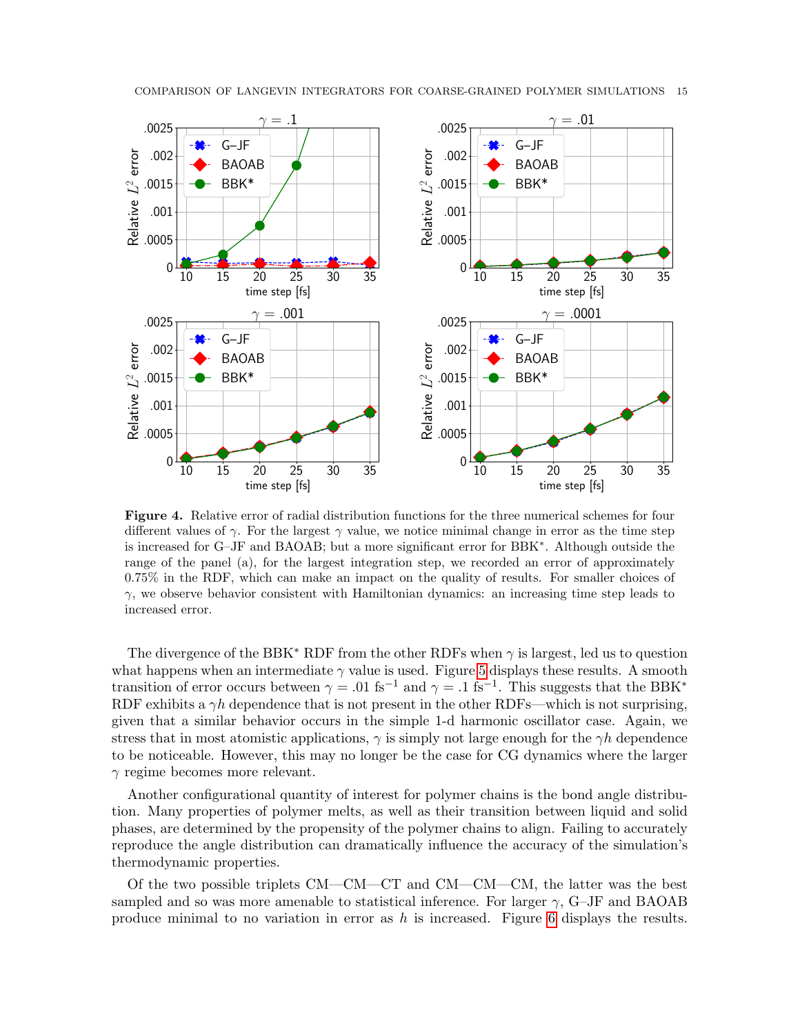**Figure 4.** Relative error of radial distribution functions for the three numerical schemes for four different values of $\gamma$. For the largest $\gamma$ value, we notice minimal change in error as the time step is increased for G–JF and BAOAB; but a more significant error for BBK*. Although outside the range of the panel (a), for the largest integration step, we recorded an error of approximately 0.75% in the RDF, which can make an impact on the quality of results. For smaller choices of $\gamma$, we observe behavior consistent with Hamiltonian dynamics: an increasing time step leads to increased error.

The divergence of the BBK* RDF from the other RDFs when $\gamma$ is largest, led us to question what happens when an intermediate $\gamma$ value is used. Figure 5 displays these results. A smooth transition of error occurs between $\gamma = .01$ fs$^{-1}$ and $\gamma = .1$ fs$^{-1}$. This suggests that the BBK* RDF exhibits a $\gamma h$ dependence that is not present in the other RDFs—which is not surprising, given that a similar behavior occurs in the simple 1-d harmonic oscillator case. Again, we stress that in most atomistic applications, $\gamma$ is simply not large enough for the $\gamma h$ dependence to be noticeable. However, this may no longer be the case for CG dynamics where the larger $\gamma$ regime becomes more relevant.

Another configurational quantity of interest for polymer chains is the bond angle distribution. Many properties of polymer melts, as well as their transition between liquid and solid phases, are determined by the propensity of the polymer chains to align. Failing to accurately reproduce the angle distribution can dramatically influence the accuracy of the simulation's thermodynamic properties.

Of the two possible triplets CM—CM—CT and CM—CM—CM, the latter was the best sampled and so was more amenable to statistical inference. For larger $\gamma$, G–JF and BAOAB produce minimal to no variation in error as $h$ is increased. Figure 6 displays the results.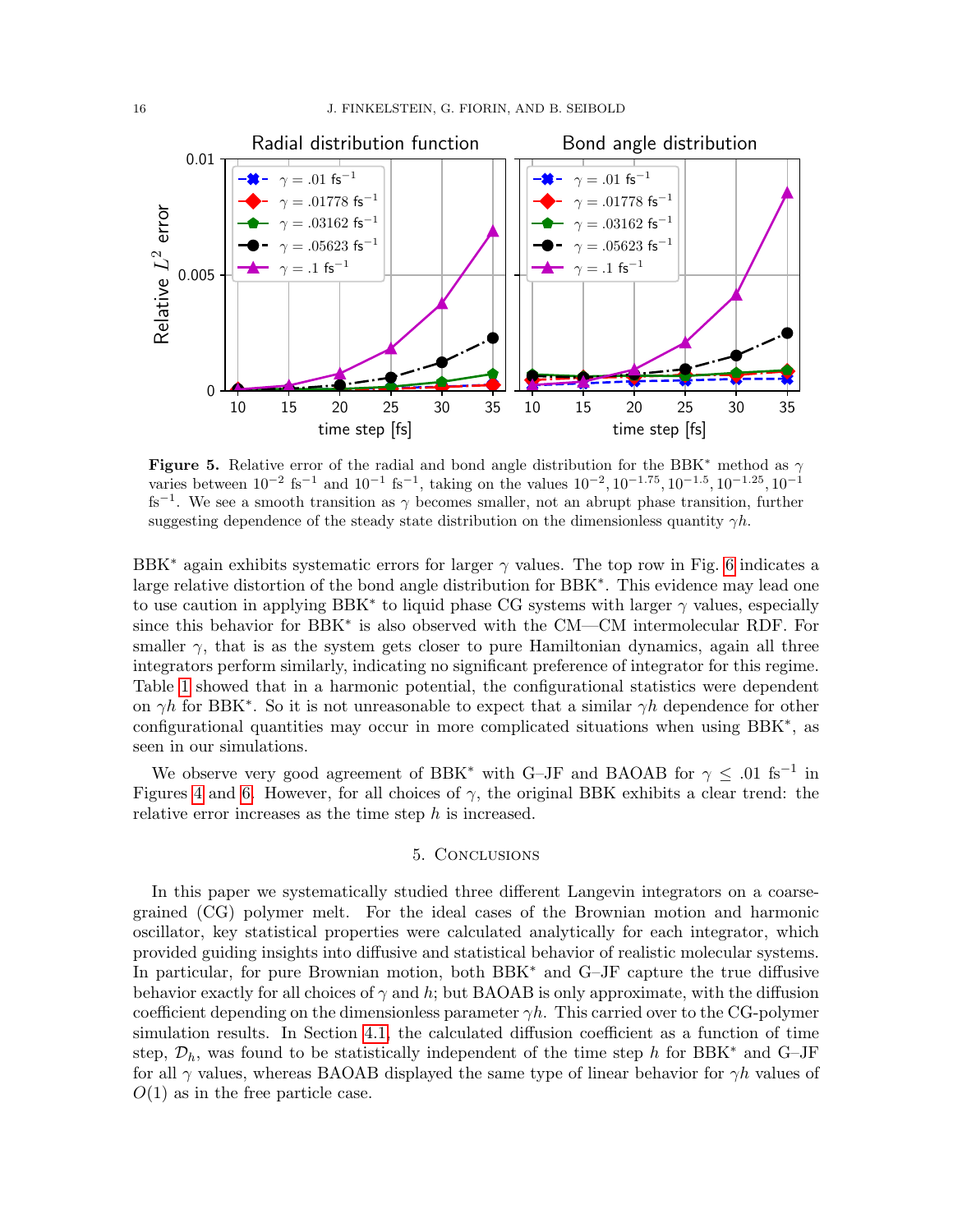**Figure 5.** Relative error of the radial and bond angle distribution for the BBK* method as $\gamma$ varies between $10^{-2}$ fs$^{-1}$ and $10^{-1}$ fs$^{-1}$, taking on the values $10^{-2}, 10^{-1.75}, 10^{-1.5}, 10^{-1.25}, 10^{-1}$ fs$^{-1}$. We see a smooth transition as $\gamma$ becomes smaller, not an abrupt phase transition, further suggesting dependence of the steady state distribution on the dimensionless quantity $\gamma h$.

BBK* again exhibits systematic errors for larger $\gamma$ values. The top row in Fig. 6 indicates a large relative distortion of the bond angle distribution for BBK*. This evidence may lead one to use caution in applying BBK* to liquid phase CG systems with larger $\gamma$ values, especially since this behavior for BBK* is also observed with the CM—CM intermolecular RDF. For smaller $\gamma$, that is as the system gets closer to pure Hamiltonian dynamics, again all three integrators perform similarly, indicating no significant preference of integrator for this regime. Table 1 showed that in a harmonic potential, the configurational statistics were dependent on $\gamma h$ for BBK*. So it is not unreasonable to expect that a similar $\gamma h$ dependence for other configurational quantities may occur in more complicated situations when using BBK*, as seen in our simulations.

We observe very good agreement of BBK* with G–JF and BAOAB for $\gamma \leq .01$ fs$^{-1}$ in Figures 4 and 6. However, for all choices of $\gamma$, the original BBK exhibits a clear trend: the relative error increases as the time step $h$ is increased.

## 5. Conclusions

In this paper we systematically studied three different Langevin integrators on a coarse-grained (CG) polymer melt. For the ideal cases of the Brownian motion and harmonic oscillator, key statistical properties were calculated analytically for each integrator, which provided guiding insights into diffusive and statistical behavior of realistic molecular systems. In particular, for pure Brownian motion, both BBK* and G–JF capture the true diffusive behavior exactly for all choices of $\gamma$ and $h$; but BAOAB is only approximate, with the diffusion coefficient depending on the dimensionless parameter $\gamma h$. This carried over to the CG-polymer simulation results. In Section 4.1, the calculated diffusion coefficient as a function of time step, $\mathcal{D}_h$, was found to be statistically independent of the time step $h$ for BBK* and G–JF for all $\gamma$ values, whereas BAOAB displayed the same type of linear behavior for $\gamma h$ values of $O(1)$ as in the free particle case.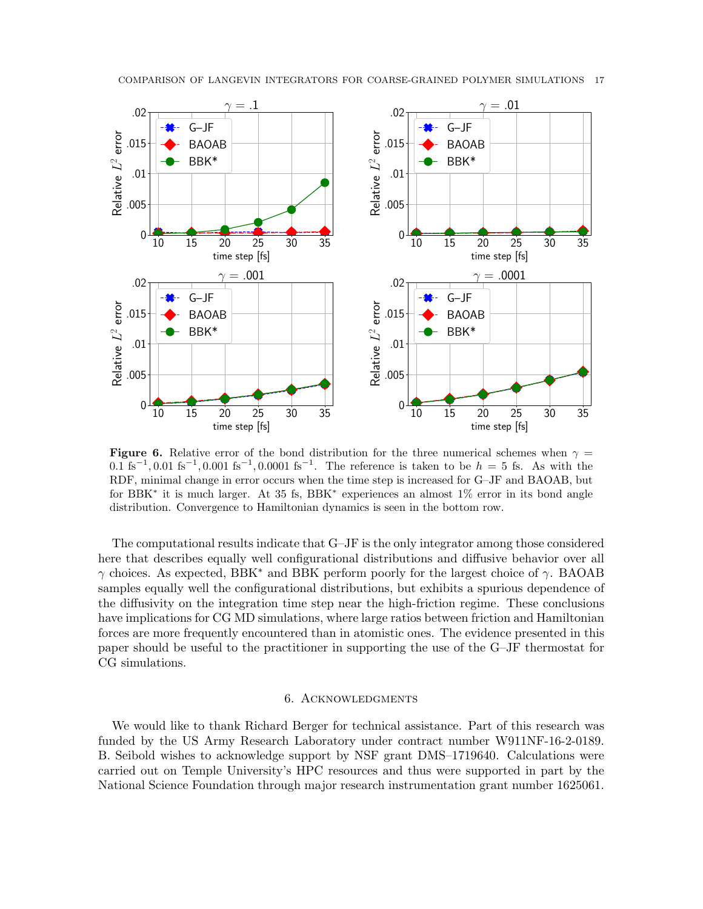**Figure 6.** Relative error of the bond distribution for the three numerical schemes when $\gamma = 0.1\ \text{fs}^{-1}, 0.01\ \text{fs}^{-1}, 0.001\ \text{fs}^{-1}, 0.0001\ \text{fs}^{-1}$. The reference is taken to be $h = 5$ fs. As with the RDF, minimal change in error occurs when the time step is increased for G–JF and BAOAB, but for BBK* it is much larger. At 35 fs, BBK* experiences an almost 1% error in its bond angle distribution. Convergence to Hamiltonian dynamics is seen in the bottom row.

The computational results indicate that G–JF is the only integrator among those considered here that describes equally well configurational distributions and diffusive behavior over all $\gamma$ choices. As expected, BBK* and BBK perform poorly for the largest choice of $\gamma$. BAOAB samples equally well the configurational distributions, but exhibits a spurious dependence of the diffusivity on the integration time step near the high-friction regime. These conclusions have implications for CG MD simulations, where large ratios between friction and Hamiltonian forces are more frequently encountered than in atomistic ones. The evidence presented in this paper should be useful to the practitioner in supporting the use of the G–JF thermostat for CG simulations.

## 6. Acknowledgments

We would like to thank Richard Berger for technical assistance. Part of this research was funded by the US Army Research Laboratory under contract number W911NF-16-2-0189. B. Seibold wishes to acknowledge support by NSF grant DMS–1719640. Calculations were carried out on Temple University's HPC resources and thus were supported in part by the National Science Foundation through major research instrumentation grant number 1625061.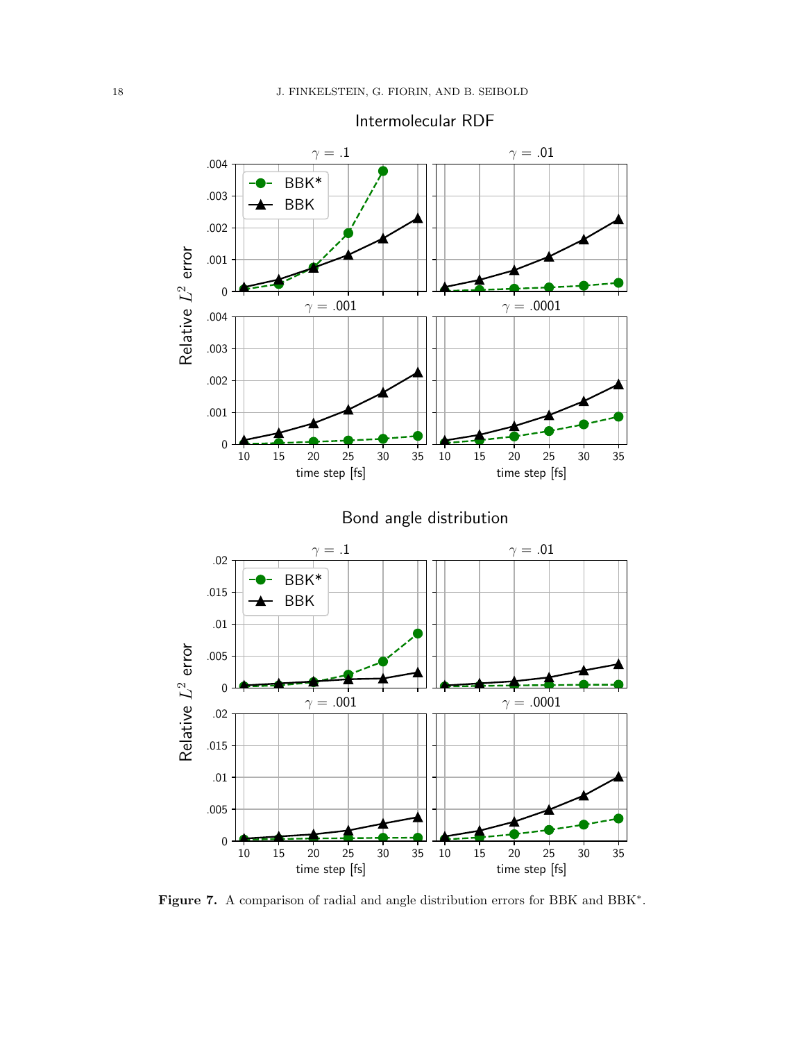Figure 7. A comparison of radial and angle distribution errors for BBK and BBK*.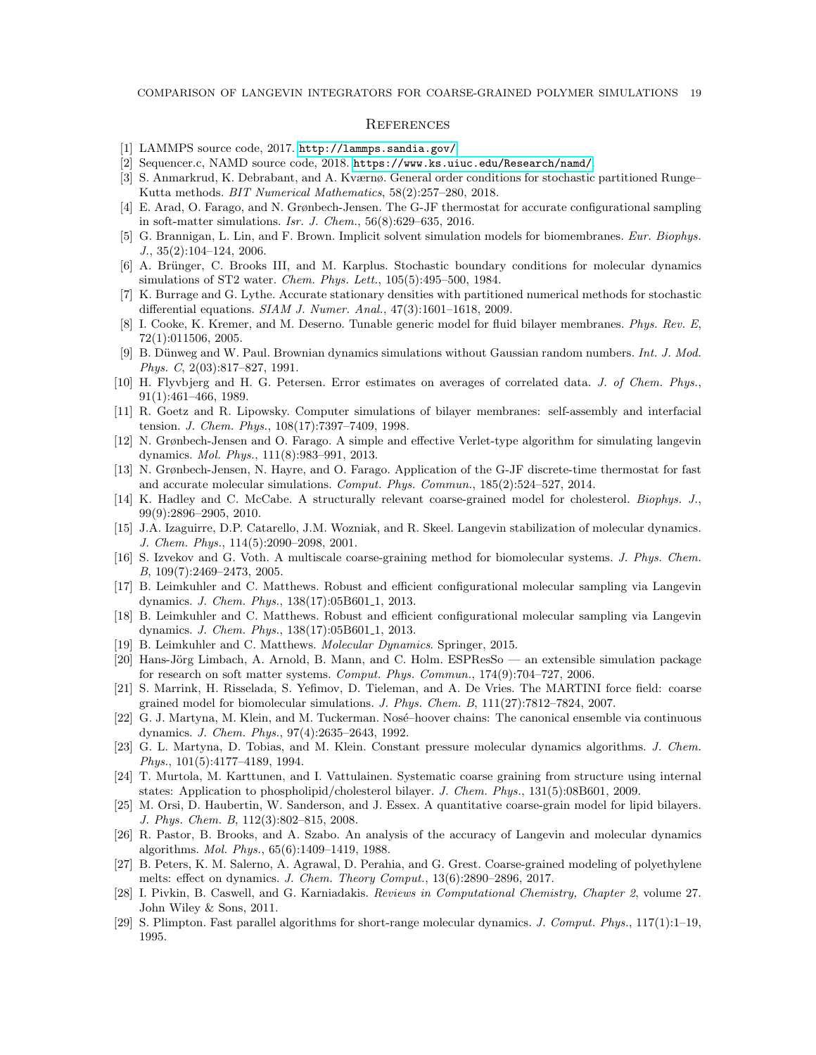## References

[1] LAMMPS source code, 2017. http://lammps.sandia.gov/.

[2] Sequencer.c, NAMD source code, 2018. https://www.ks.uiuc.edu/Research/namd/.

[3] S. Anmarkrud, K. Debrabant, and A. Kværnø. General order conditions for stochastic partitioned Runge–Kutta methods. *BIT Numerical Mathematics*, 58(2):257–280, 2018.

[4] E. Arad, O. Farago, and N. Grønbech-Jensen. The G-JF thermostat for accurate configurational sampling in soft-matter simulations. *Isr. J. Chem.*, 56(8):629–635, 2016.

[5] G. Brannigan, L. Lin, and F. Brown. Implicit solvent simulation models for biomembranes. *Eur. Biophys. J.*, 35(2):104–124, 2006.

[6] A. Brünger, C. Brooks III, and M. Karplus. Stochastic boundary conditions for molecular dynamics simulations of ST2 water. *Chem. Phys. Lett.*, 105(5):495–500, 1984.

[7] K. Burrage and G. Lythe. Accurate stationary densities with partitioned numerical methods for stochastic differential equations. *SIAM J. Numer. Anal.*, 47(3):1601–1618, 2009.

[8] I. Cooke, K. Kremer, and M. Deserno. Tunable generic model for fluid bilayer membranes. *Phys. Rev. E*, 72(1):011506, 2005.

[9] B. Dünweg and W. Paul. Brownian dynamics simulations without Gaussian random numbers. *Int. J. Mod. Phys. C*, 2(03):817–827, 1991.

[10] H. Flyvbjerg and H. G. Petersen. Error estimates on averages of correlated data. *J. of Chem. Phys.*, 91(1):461–466, 1989.

[11] R. Goetz and R. Lipowsky. Computer simulations of bilayer membranes: self-assembly and interfacial tension. *J. Chem. Phys.*, 108(17):7397–7409, 1998.

[12] N. Grønbech-Jensen and O. Farago. A simple and effective Verlet-type algorithm for simulating langevin dynamics. *Mol. Phys.*, 111(8):983–991, 2013.

[13] N. Grønbech-Jensen, N. Hayre, and O. Farago. Application of the G-JF discrete-time thermostat for fast and accurate molecular simulations. *Comput. Phys. Commun.*, 185(2):524–527, 2014.

[14] K. Hadley and C. McCabe. A structurally relevant coarse-grained model for cholesterol. *Biophys. J.*, 99(9):2896–2905, 2010.

[15] J.A. Izaguirre, D.P. Catarello, J.M. Wozniak, and R. Skeel. Langevin stabilization of molecular dynamics. *J. Chem. Phys.*, 114(5):2090–2098, 2001.

[16] S. Izvekov and G. Voth. A multiscale coarse-graining method for biomolecular systems. *J. Phys. Chem. B*, 109(7):2469–2473, 2005.

[17] B. Leimkuhler and C. Matthews. Robust and efficient configurational molecular sampling via Langevin dynamics. *J. Chem. Phys.*, 138(17):05B601_1, 2013.

[18] B. Leimkuhler and C. Matthews. Robust and efficient configurational molecular sampling via Langevin dynamics. *J. Chem. Phys.*, 138(17):05B601_1, 2013.

[19] B. Leimkuhler and C. Matthews. *Molecular Dynamics*. Springer, 2015.

[20] Hans-Jörg Limbach, A. Arnold, B. Mann, and C. Holm. ESPResSo — an extensible simulation package for research on soft matter systems. *Comput. Phys. Commun.*, 174(9):704–727, 2006.

[21] S. Marrink, H. Risselada, S. Yefimov, D. Tieleman, and A. De Vries. The MARTINI force field: coarse grained model for biomolecular simulations. *J. Phys. Chem. B*, 111(27):7812–7824, 2007.

[22] G. J. Martyna, M. Klein, and M. Tuckerman. Nosé–hoover chains: The canonical ensemble via continuous dynamics. *J. Chem. Phys.*, 97(4):2635–2643, 1992.

[23] G. L. Martyna, D. Tobias, and M. Klein. Constant pressure molecular dynamics algorithms. *J. Chem. Phys.*, 101(5):4177–4189, 1994.

[24] T. Murtola, M. Karttunen, and I. Vattulainen. Systematic coarse graining from structure using internal states: Application to phospholipid/cholesterol bilayer. *J. Chem. Phys.*, 131(5):08B601, 2009.

[25] M. Orsi, D. Haubertin, W. Sanderson, and J. Essex. A quantitative coarse-grain model for lipid bilayers. *J. Phys. Chem. B*, 112(3):802–815, 2008.

[26] R. Pastor, B. Brooks, and A. Szabo. An analysis of the accuracy of Langevin and molecular dynamics algorithms. *Mol. Phys.*, 65(6):1409–1419, 1988.

[27] B. Peters, K. M. Salerno, A. Agrawal, D. Perahia, and G. Grest. Coarse-grained modeling of polyethylene melts: effect on dynamics. *J. Chem. Theory Comput.*, 13(6):2890–2896, 2017.

[28] I. Pivkin, B. Caswell, and G. Karniadakis. *Reviews in Computational Chemistry, Chapter 2*, volume 27. John Wiley & Sons, 2011.

[29] S. Plimpton. Fast parallel algorithms for short-range molecular dynamics. *J. Comput. Phys.*, 117(1):1–19, 1995.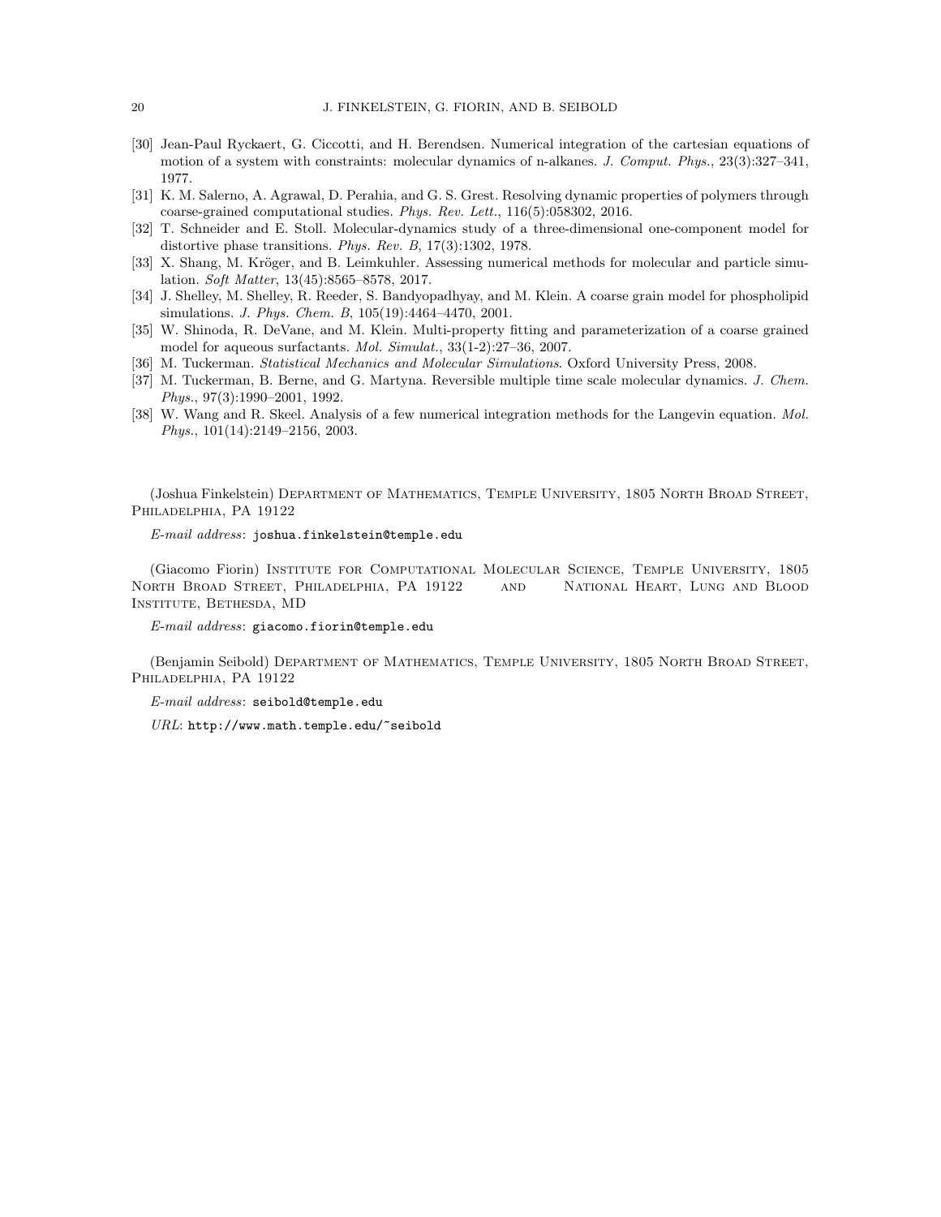[30] Jean-Paul Ryckaert, G. Ciccotti, and H. Berendsen. Numerical integration of the cartesian equations of motion of a system with constraints: molecular dynamics of n-alkanes. *J. Comput. Phys.*, 23(3):327–341, 1977.

[31] K. M. Salerno, A. Agrawal, D. Perahia, and G. S. Grest. Resolving dynamic properties of polymers through coarse-grained computational studies. *Phys. Rev. Lett.*, 116(5):058302, 2016.

[32] T. Schneider and E. Stoll. Molecular-dynamics study of a three-dimensional one-component model for distortive phase transitions. *Phys. Rev. B*, 17(3):1302, 1978.

[33] X. Shang, M. Kröger, and B. Leimkuhler. Assessing numerical methods for molecular and particle simulation. *Soft Matter*, 13(45):8565–8578, 2017.

[34] J. Shelley, M. Shelley, R. Reeder, S. Bandyopadhyay, and M. Klein. A coarse grain model for phospholipid simulations. *J. Phys. Chem. B*, 105(19):4464–4470, 2001.

[35] W. Shinoda, R. DeVane, and M. Klein. Multi-property fitting and parameterization of a coarse grained model for aqueous surfactants. *Mol. Simulat.*, 33(1-2):27–36, 2007.

[36] M. Tuckerman. *Statistical Mechanics and Molecular Simulations*. Oxford University Press, 2008.

[37] M. Tuckerman, B. Berne, and G. Martyna. Reversible multiple time scale molecular dynamics. *J. Chem. Phys.*, 97(3):1990–2001, 1992.

[38] W. Wang and R. Skeel. Analysis of a few numerical integration methods for the Langevin equation. *Mol. Phys.*, 101(14):2149–2156, 2003.

(Joshua Finkelstein) Department of Mathematics, Temple University, 1805 North Broad Street, Philadelphia, PA 19122

*E-mail address*: `joshua.finkelstein@temple.edu`

(Giacomo Fiorin) Institute for Computational Molecular Science, Temple University, 1805 North Broad Street, Philadelphia, PA 19122 and National Heart, Lung and Blood Institute, Bethesda, MD

*E-mail address*: `giacomo.fiorin@temple.edu`

(Benjamin Seibold) Department of Mathematics, Temple University, 1805 North Broad Street, Philadelphia, PA 19122

*E-mail address*: `seibold@temple.edu`

*URL*: `http://www.math.temple.edu/~seibold`